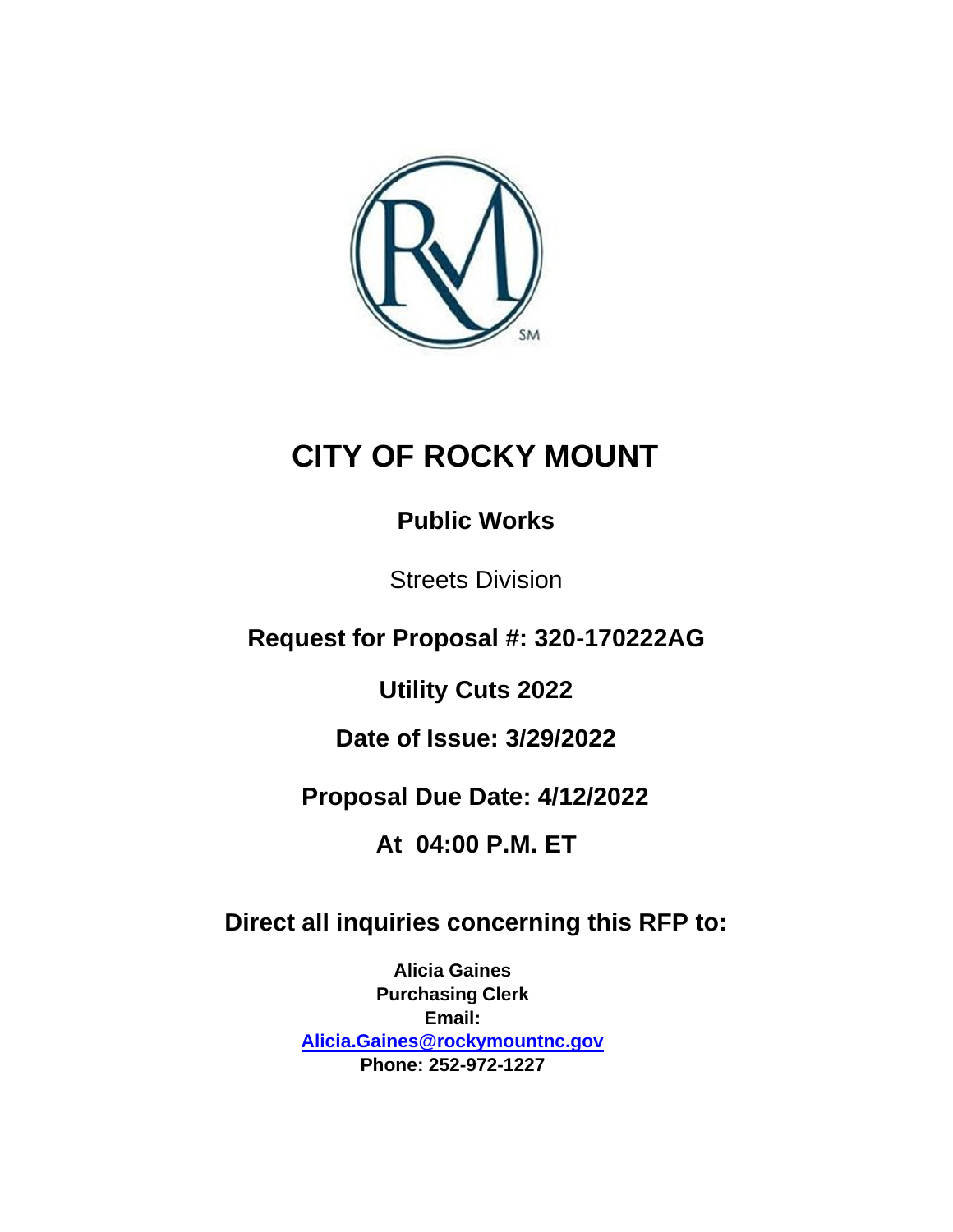# CITY OF ROCKY MOUNT

## Public Works

Streets Division

**Request for Proposal #: 320-170222AG**

**Utility Cuts 2022**

**Date of Issue: 3/29/2022**

**Proposal Due Date: 4/12/2022**

**At 04:00 P.M. ET**

**Direct all inquiries concerning this RFP to:**

**Alicia Gaines**
**Purchasing Clerk**
**Email:**
**Alicia.Gaines@rockymountnc.gov**
**Phone: 252-972-1227**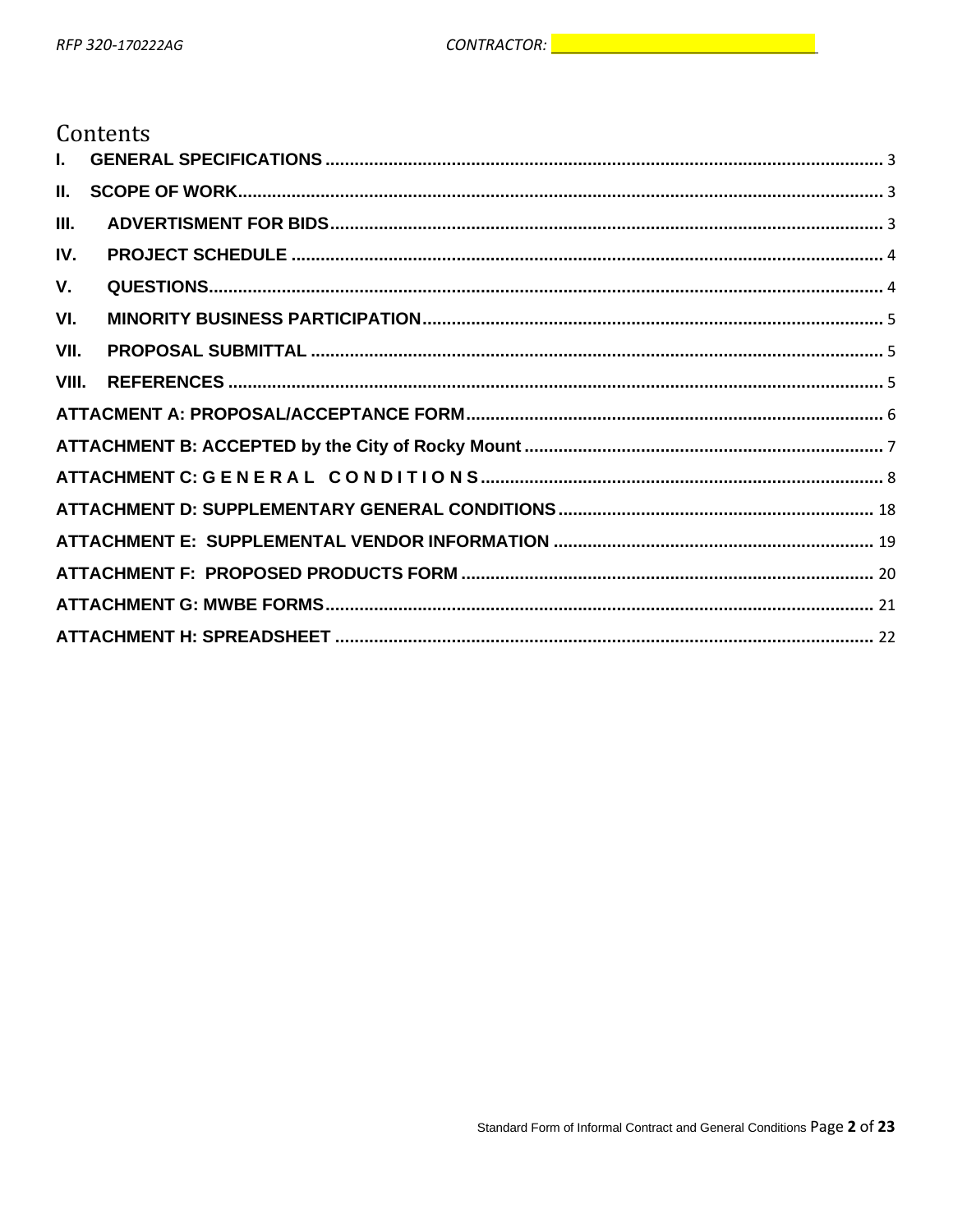# Contents

| | | |
|---|---|---|
| I. | GENERAL SPECIFICATIONS | 3 |
| II. | SCOPE OF WORK | 3 |
| III. | ADVERTISMENT FOR BIDS | 3 |
| IV. | PROJECT SCHEDULE | 4 |
| V. | QUESTIONS | 4 |
| VI. | MINORITY BUSINESS PARTICIPATION | 5 |
| VII. | PROPOSAL SUBMITTAL | 5 |
| VIII. | REFERENCES | 5 |
| | ATTACMENT A: PROPOSAL/ACCEPTANCE FORM | 6 |
| | ATTACHMENT B: ACCEPTED by the City of Rocky Mount | 7 |
| | ATTACHMENT C: G E N E R A L C O N D I T I O N S | 8 |
| | ATTACHMENT D: SUPPLEMENTARY GENERAL CONDITIONS | 18 |
| | ATTACHMENT E: SUPPLEMENTAL VENDOR INFORMATION | 19 |
| | ATTACHMENT F: PROPOSED PRODUCTS FORM | 20 |
| | ATTACHMENT G: MWBE FORMS | 21 |
| | ATTACHMENT H: SPREADSHEET | 22 |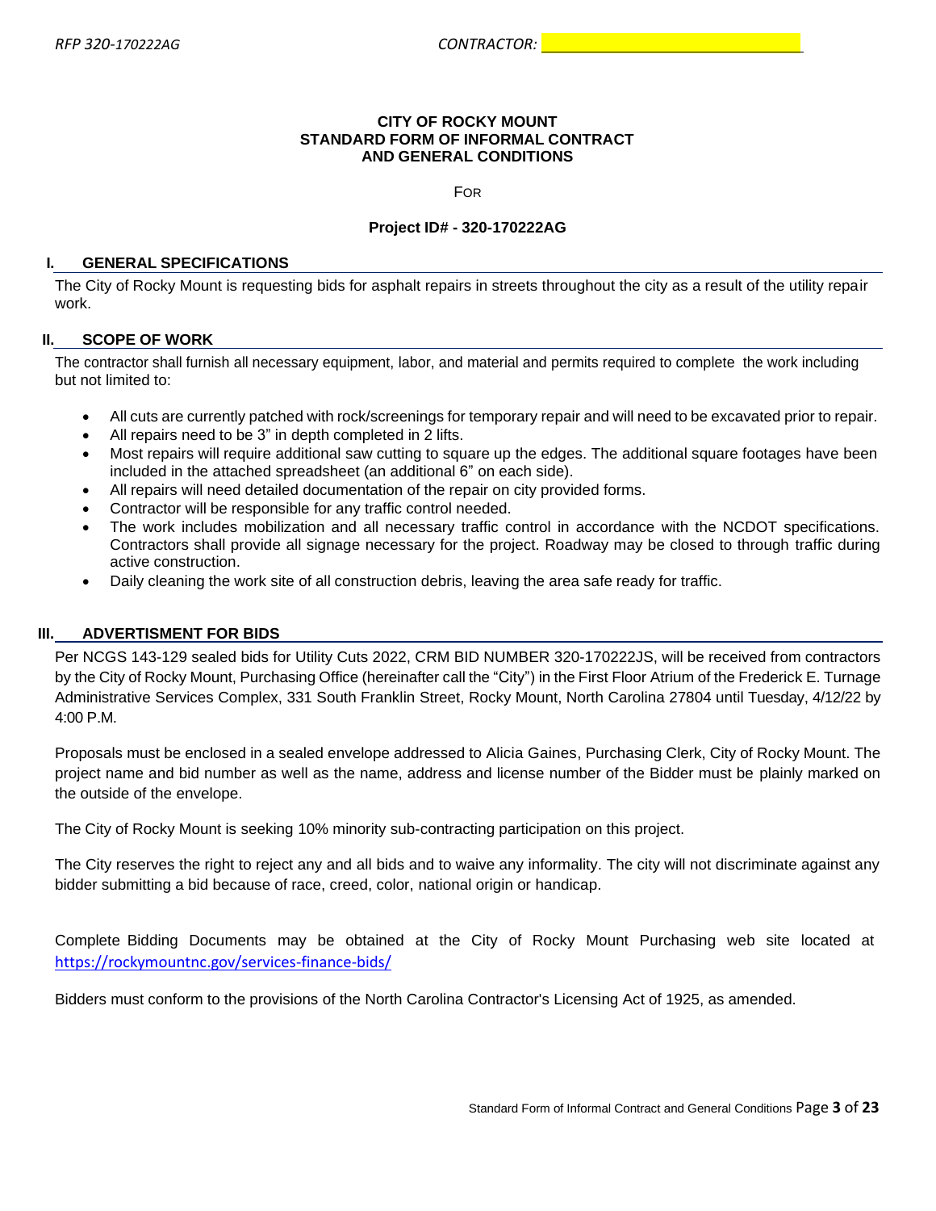**CITY OF ROCKY MOUNT**
**STANDARD FORM OF INFORMAL CONTRACT**
**AND GENERAL CONDITIONS**

FOR

**Project ID# - 320-170222AG**

## I. GENERAL SPECIFICATIONS

The City of Rocky Mount is requesting bids for asphalt repairs in streets throughout the city as a result of the utility repair work.

## II. SCOPE OF WORK

The contractor shall furnish all necessary equipment, labor, and material and permits required to complete the work including but not limited to:

- All cuts are currently patched with rock/screenings for temporary repair and will need to be excavated prior to repair.
- All repairs need to be 3" in depth completed in 2 lifts.
- Most repairs will require additional saw cutting to square up the edges. The additional square footages have been included in the attached spreadsheet (an additional 6" on each side).
- All repairs will need detailed documentation of the repair on city provided forms.
- Contractor will be responsible for any traffic control needed.
- The work includes mobilization and all necessary traffic control in accordance with the NCDOT specifications. Contractors shall provide all signage necessary for the project. Roadway may be closed to through traffic during active construction.
- Daily cleaning the work site of all construction debris, leaving the area safe ready for traffic.

## III. ADVERTISMENT FOR BIDS

Per NCGS 143-129 sealed bids for Utility Cuts 2022, CRM BID NUMBER 320-170222JS, will be received from contractors by the City of Rocky Mount, Purchasing Office (hereinafter call the "City") in the First Floor Atrium of the Frederick E. Turnage Administrative Services Complex, 331 South Franklin Street, Rocky Mount, North Carolina 27804 until Tuesday, 4/12/22 by 4:00 P.M.

Proposals must be enclosed in a sealed envelope addressed to Alicia Gaines, Purchasing Clerk, City of Rocky Mount. The project name and bid number as well as the name, address and license number of the Bidder must be plainly marked on the outside of the envelope.

The City of Rocky Mount is seeking 10% minority sub-contracting participation on this project.

The City reserves the right to reject any and all bids and to waive any informality. The city will not discriminate against any bidder submitting a bid because of race, creed, color, national origin or handicap.

Complete Bidding Documents may be obtained at the City of Rocky Mount Purchasing web site located at https://rockymountnc.gov/services-finance-bids/

Bidders must conform to the provisions of the North Carolina Contractor's Licensing Act of 1925, as amended.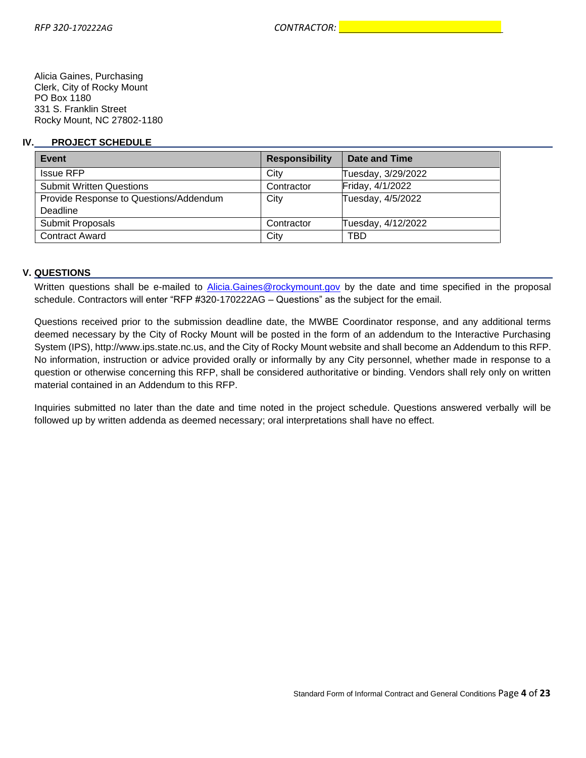Alicia Gaines, Purchasing
Clerk, City of Rocky Mount
PO Box 1180
331 S. Franklin Street
Rocky Mount, NC 27802-1180

## IV. PROJECT SCHEDULE

| Event | Responsibility | Date and Time |
|---|---|---|
| Issue RFP | City | Tuesday, 3/29/2022 |
| Submit Written Questions | Contractor | Friday, 4/1/2022 |
| Provide Response to Questions/Addendum Deadline | City | Tuesday, 4/5/2022 |
| Submit Proposals | Contractor | Tuesday, 4/12/2022 |
| Contract Award | City | TBD |

## V. QUESTIONS

Written questions shall be e-mailed to Alicia.Gaines@rockymount.gov by the date and time specified in the proposal schedule. Contractors will enter "RFP #320-170222AG – Questions" as the subject for the email.

Questions received prior to the submission deadline date, the MWBE Coordinator response, and any additional terms deemed necessary by the City of Rocky Mount will be posted in the form of an addendum to the Interactive Purchasing System (IPS), http://www.ips.state.nc.us, and the City of Rocky Mount website and shall become an Addendum to this RFP. No information, instruction or advice provided orally or informally by any City personnel, whether made in response to a question or otherwise concerning this RFP, shall be considered authoritative or binding. Vendors shall rely only on written material contained in an Addendum to this RFP.

Inquiries submitted no later than the date and time noted in the project schedule. Questions answered verbally will be followed up by written addenda as deemed necessary; oral interpretations shall have no effect.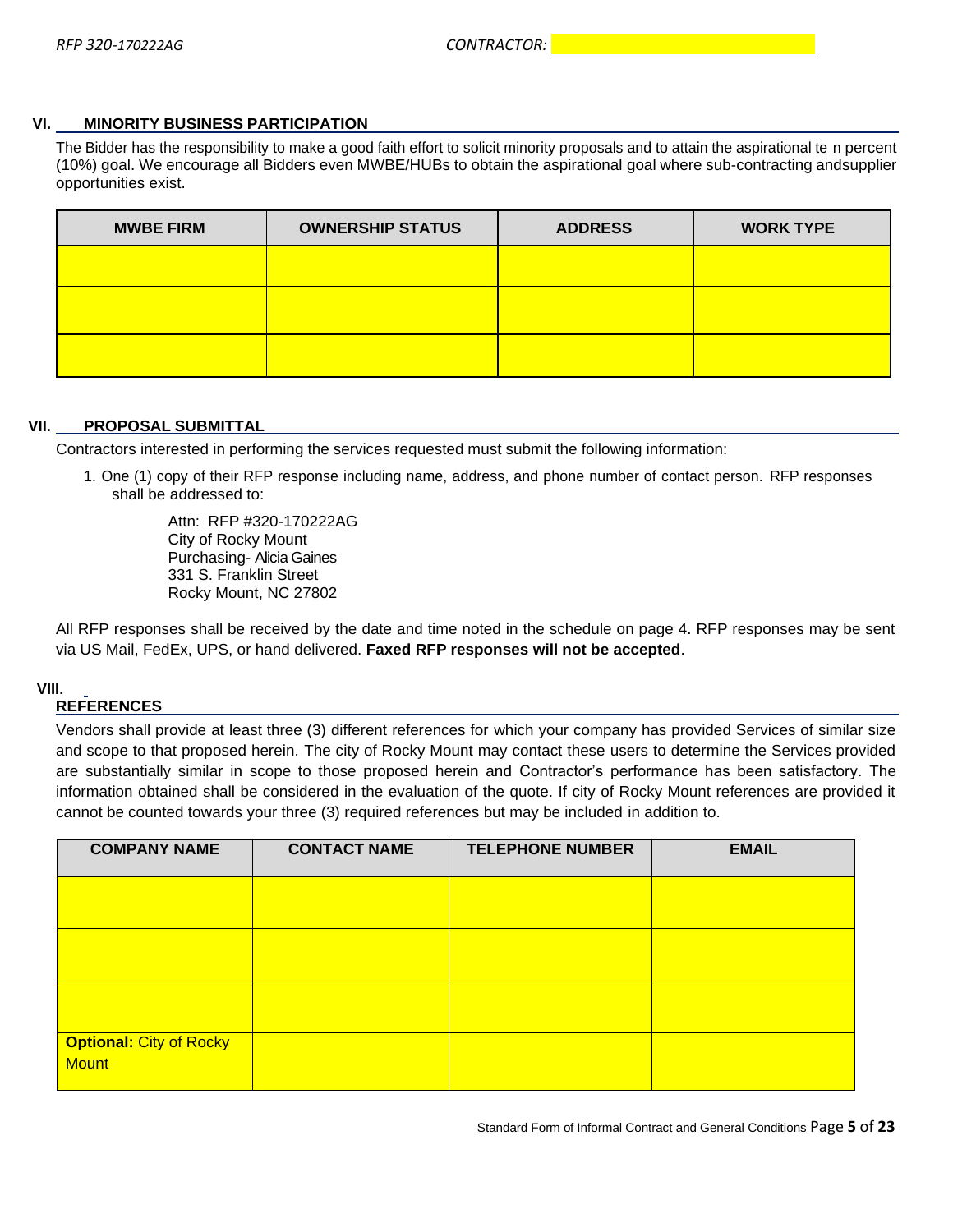## VI. MINORITY BUSINESS PARTICIPATION

The Bidder has the responsibility to make a good faith effort to solicit minority proposals and to attain the aspirational te n percent (10%) goal. We encourage all Bidders even MWBE/HUBs to obtain the aspirational goal where sub-contracting andsupplier opportunities exist.

| MWBE FIRM | OWNERSHIP STATUS | ADDRESS | WORK TYPE |
|---|---|---|---|
| | | | |
| | | | |
| | | | |

## VII. PROPOSAL SUBMITTAL

Contractors interested in performing the services requested must submit the following information:

1. One (1) copy of their RFP response including name, address, and phone number of contact person. RFP responses shall be addressed to:

   Attn: RFP #320-170222AG
   City of Rocky Mount
   Purchasing- Alicia Gaines
   331 S. Franklin Street
   Rocky Mount, NC 27802

All RFP responses shall be received by the date and time noted in the schedule on page 4. RFP responses may be sent via US Mail, FedEx, UPS, or hand delivered. **Faxed RFP responses will not be accepted**.

## VIII. REFERENCES

Vendors shall provide at least three (3) different references for which your company has provided Services of similar size and scope to that proposed herein. The city of Rocky Mount may contact these users to determine the Services provided are substantially similar in scope to those proposed herein and Contractor's performance has been satisfactory. The information obtained shall be considered in the evaluation of the quote. If city of Rocky Mount references are provided it cannot be counted towards your three (3) required references but may be included in addition to.

| COMPANY NAME | CONTACT NAME | TELEPHONE NUMBER | EMAIL |
|---|---|---|---|
| | | | |
| | | | |
| | | | |
| **Optional:** City of Rocky Mount | | | |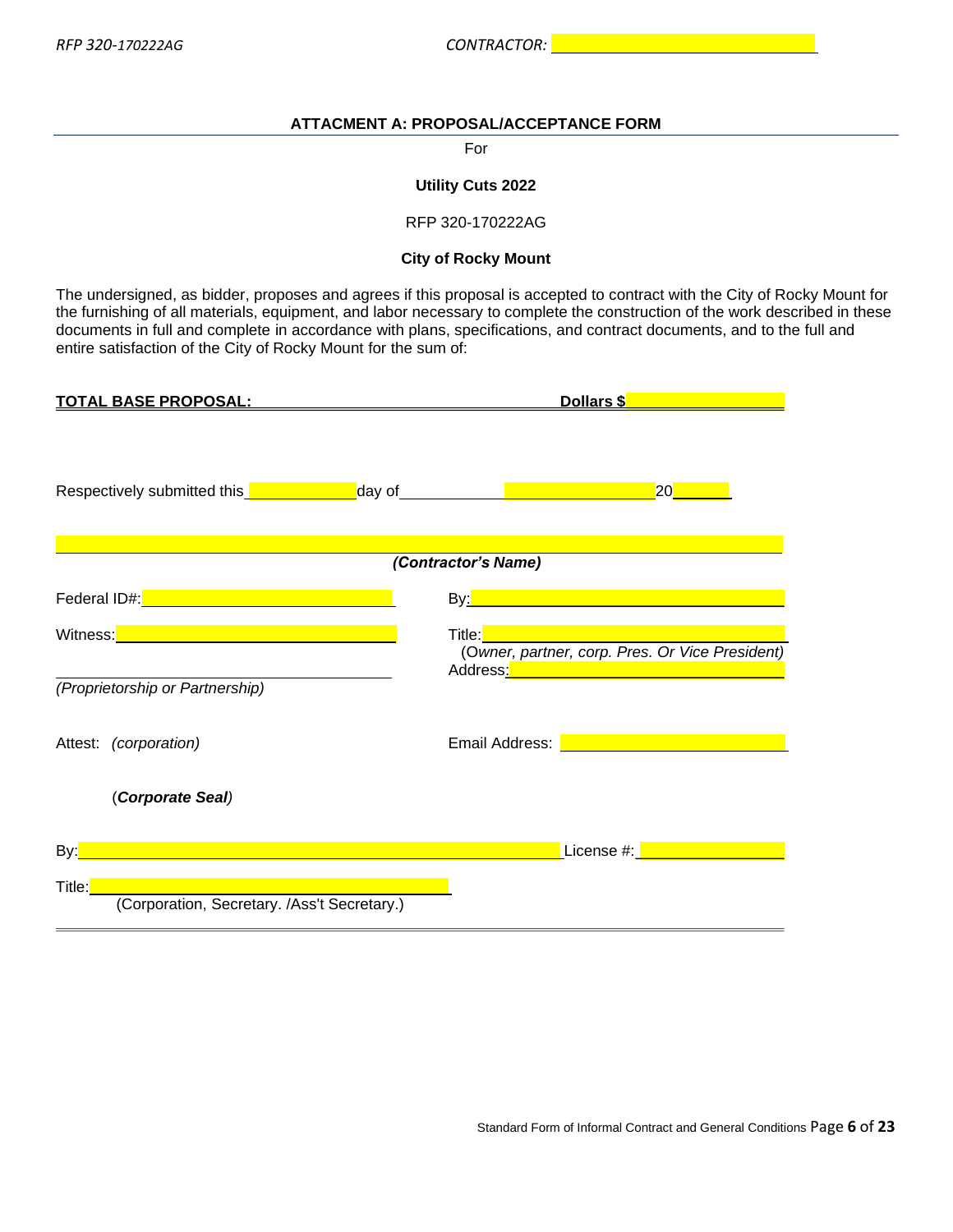### ATTACMENT A: PROPOSAL/ACCEPTANCE FORM

For

**Utility Cuts 2022**

RFP 320-170222AG

**City of Rocky Mount**

The undersigned, as bidder, proposes and agrees if this proposal is accepted to contract with the City of Rocky Mount for the furnishing of all materials, equipment, and labor necessary to complete the construction of the work described in these documents in full and complete in accordance with plans, specifications, and contract documents, and to the full and entire satisfaction of the City of Rocky Mount for the sum of:

**TOTAL BASE PROPOSAL:** ______________________________ **Dollars $**____________

Respectively submitted this ____________ day of ____________________ 20______

______________________________________________________________

***(Contractor's Name)***

Federal ID#: ______________________________

By: ______________________________

Witness: ______________________________

Title: ______________________________
(*Owner, partner, corp. Pres. Or Vice President)*

______________________________
*(Proprietorship or Partnership)*

Address: ______________________________

Attest: *(corporation)*

Email Address: ______________________________

(***Corporate Seal****)*

By: ______________________________________________

License #: ________________

Title: ______________________________
(Corporation, Secretary. /Ass't Secretary.)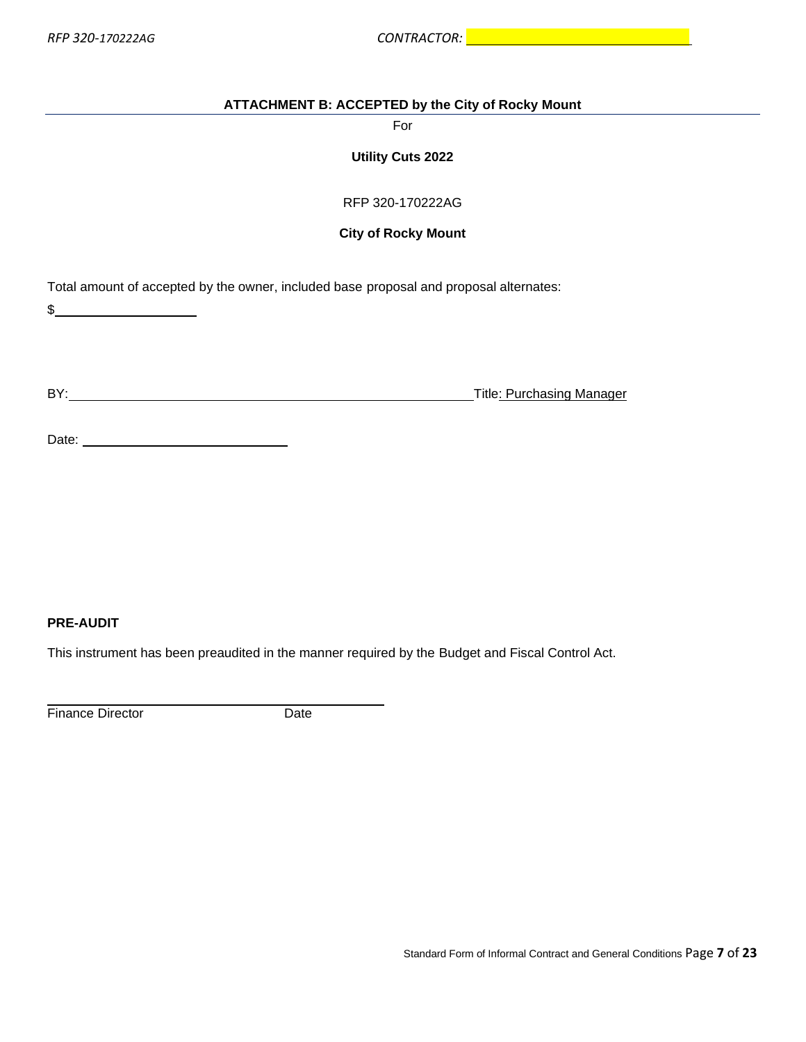## ATTACHMENT B: ACCEPTED by the City of Rocky Mount

For

**Utility Cuts 2022**

RFP 320-170222AG

**City of Rocky Mount**

Total amount of accepted by the owner, included base proposal and proposal alternates:

$____________________

BY:________________________________________________________ Title: Purchasing Manager

Date: ____________________________

**PRE-AUDIT**

This instrument has been preaudited in the manner required by the Budget and Fiscal Control Act.

______________________________________________

Finance Director Date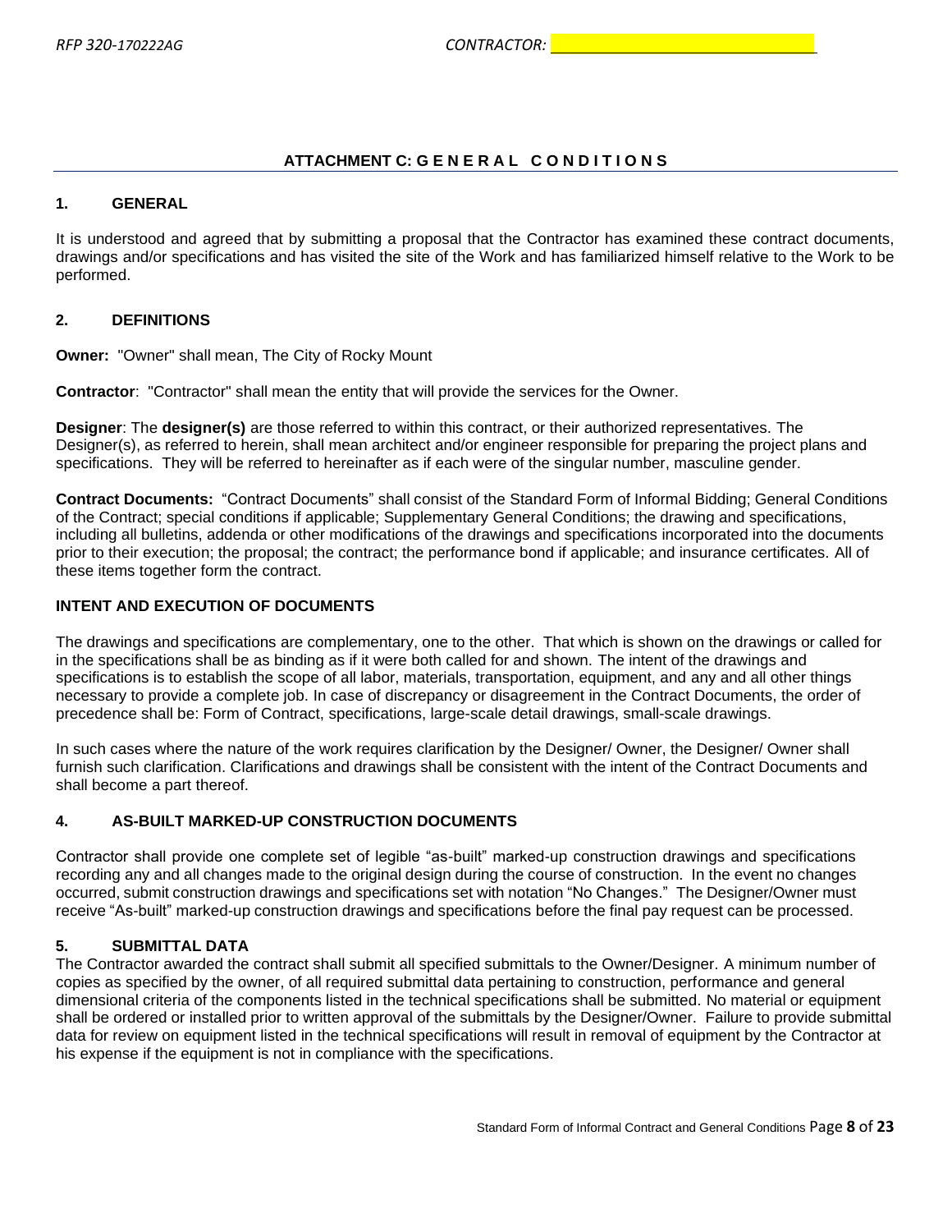## ATTACHMENT C: GENERAL CONDITIONS

### 1. GENERAL

It is understood and agreed that by submitting a proposal that the Contractor has examined these contract documents, drawings and/or specifications and has visited the site of the Work and has familiarized himself relative to the Work to be performed.

### 2. DEFINITIONS

**Owner:** "Owner" shall mean, The City of Rocky Mount

**Contractor**: "Contractor" shall mean the entity that will provide the services for the Owner.

**Designer**: The **designer(s)** are those referred to within this contract, or their authorized representatives. The Designer(s), as referred to herein, shall mean architect and/or engineer responsible for preparing the project plans and specifications. They will be referred to hereinafter as if each were of the singular number, masculine gender.

**Contract Documents:** "Contract Documents" shall consist of the Standard Form of Informal Bidding; General Conditions of the Contract; special conditions if applicable; Supplementary General Conditions; the drawing and specifications, including all bulletins, addenda or other modifications of the drawings and specifications incorporated into the documents prior to their execution; the proposal; the contract; the performance bond if applicable; and insurance certificates. All of these items together form the contract.

### INTENT AND EXECUTION OF DOCUMENTS

The drawings and specifications are complementary, one to the other. That which is shown on the drawings or called for in the specifications shall be as binding as if it were both called for and shown. The intent of the drawings and specifications is to establish the scope of all labor, materials, transportation, equipment, and any and all other things necessary to provide a complete job. In case of discrepancy or disagreement in the Contract Documents, the order of precedence shall be: Form of Contract, specifications, large-scale detail drawings, small-scale drawings.

In such cases where the nature of the work requires clarification by the Designer/ Owner, the Designer/ Owner shall furnish such clarification. Clarifications and drawings shall be consistent with the intent of the Contract Documents and shall become a part thereof.

### 4. AS-BUILT MARKED-UP CONSTRUCTION DOCUMENTS

Contractor shall provide one complete set of legible "as-built" marked-up construction drawings and specifications recording any and all changes made to the original design during the course of construction. In the event no changes occurred, submit construction drawings and specifications set with notation "No Changes." The Designer/Owner must receive "As-built" marked-up construction drawings and specifications before the final pay request can be processed.

### 5. SUBMITTAL DATA

The Contractor awarded the contract shall submit all specified submittals to the Owner/Designer. A minimum number of copies as specified by the owner, of all required submittal data pertaining to construction, performance and general dimensional criteria of the components listed in the technical specifications shall be submitted. No material or equipment shall be ordered or installed prior to written approval of the submittals by the Designer/Owner. Failure to provide submittal data for review on equipment listed in the technical specifications will result in removal of equipment by the Contractor at his expense if the equipment is not in compliance with the specifications.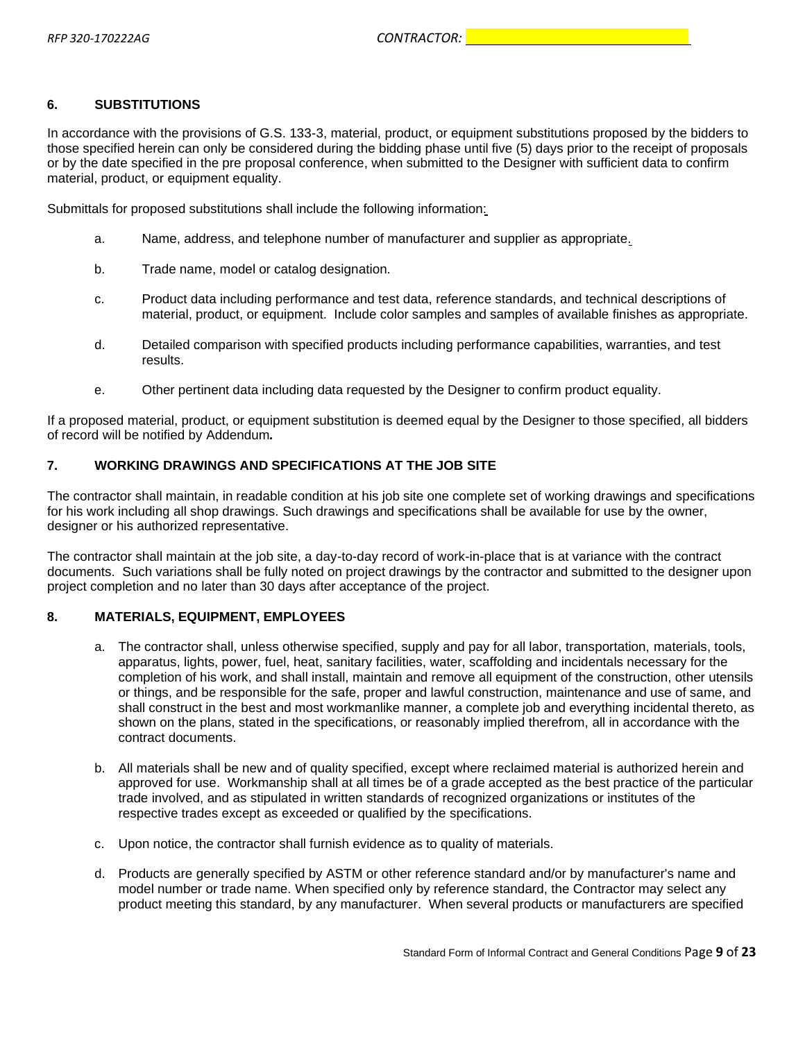## 6. SUBSTITUTIONS

In accordance with the provisions of G.S. 133-3, material, product, or equipment substitutions proposed by the bidders to those specified herein can only be considered during the bidding phase until five (5) days prior to the receipt of proposals or by the date specified in the pre proposal conference, when submitted to the Designer with sufficient data to confirm material, product, or equipment equality.

Submittals for proposed substitutions shall include the following information:

a. Name, address, and telephone number of manufacturer and supplier as appropriate.

b. Trade name, model or catalog designation.

c. Product data including performance and test data, reference standards, and technical descriptions of material, product, or equipment. Include color samples and samples of available finishes as appropriate.

d. Detailed comparison with specified products including performance capabilities, warranties, and test results.

e. Other pertinent data including data requested by the Designer to confirm product equality.

If a proposed material, product, or equipment substitution is deemed equal by the Designer to those specified, all bidders of record will be notified by Addendum.

## 7. WORKING DRAWINGS AND SPECIFICATIONS AT THE JOB SITE

The contractor shall maintain, in readable condition at his job site one complete set of working drawings and specifications for his work including all shop drawings. Such drawings and specifications shall be available for use by the owner, designer or his authorized representative.

The contractor shall maintain at the job site, a day-to-day record of work-in-place that is at variance with the contract documents. Such variations shall be fully noted on project drawings by the contractor and submitted to the designer upon project completion and no later than 30 days after acceptance of the project.

## 8. MATERIALS, EQUIPMENT, EMPLOYEES

a. The contractor shall, unless otherwise specified, supply and pay for all labor, transportation, materials, tools, apparatus, lights, power, fuel, heat, sanitary facilities, water, scaffolding and incidentals necessary for the completion of his work, and shall install, maintain and remove all equipment of the construction, other utensils or things, and be responsible for the safe, proper and lawful construction, maintenance and use of same, and shall construct in the best and most workmanlike manner, a complete job and everything incidental thereto, as shown on the plans, stated in the specifications, or reasonably implied therefrom, all in accordance with the contract documents.

b. All materials shall be new and of quality specified, except where reclaimed material is authorized herein and approved for use. Workmanship shall at all times be of a grade accepted as the best practice of the particular trade involved, and as stipulated in written standards of recognized organizations or institutes of the respective trades except as exceeded or qualified by the specifications.

c. Upon notice, the contractor shall furnish evidence as to quality of materials.

d. Products are generally specified by ASTM or other reference standard and/or by manufacturer's name and model number or trade name. When specified only by reference standard, the Contractor may select any product meeting this standard, by any manufacturer. When several products or manufacturers are specified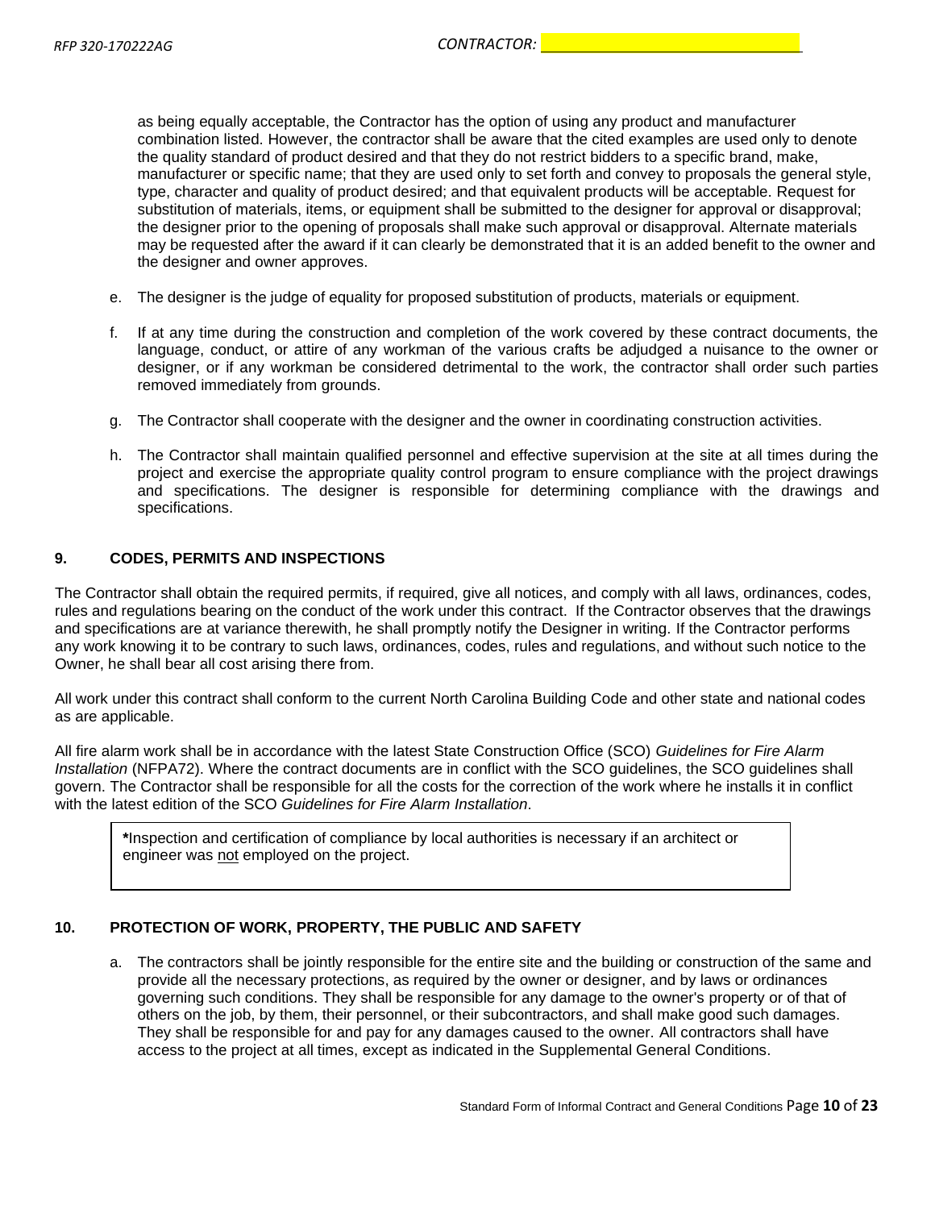as being equally acceptable, the Contractor has the option of using any product and manufacturer combination listed. However, the contractor shall be aware that the cited examples are used only to denote the quality standard of product desired and that they do not restrict bidders to a specific brand, make, manufacturer or specific name; that they are used only to set forth and convey to proposals the general style, type, character and quality of product desired; and that equivalent products will be acceptable. Request for substitution of materials, items, or equipment shall be submitted to the designer for approval or disapproval; the designer prior to the opening of proposals shall make such approval or disapproval. Alternate materials may be requested after the award if it can clearly be demonstrated that it is an added benefit to the owner and the designer and owner approves.

e. The designer is the judge of equality for proposed substitution of products, materials or equipment.

f. If at any time during the construction and completion of the work covered by these contract documents, the language, conduct, or attire of any workman of the various crafts be adjudged a nuisance to the owner or designer, or if any workman be considered detrimental to the work, the contractor shall order such parties removed immediately from grounds.

g. The Contractor shall cooperate with the designer and the owner in coordinating construction activities.

h. The Contractor shall maintain qualified personnel and effective supervision at the site at all times during the project and exercise the appropriate quality control program to ensure compliance with the project drawings and specifications. The designer is responsible for determining compliance with the drawings and specifications.

## 9. CODES, PERMITS AND INSPECTIONS

The Contractor shall obtain the required permits, if required, give all notices, and comply with all laws, ordinances, codes, rules and regulations bearing on the conduct of the work under this contract. If the Contractor observes that the drawings and specifications are at variance therewith, he shall promptly notify the Designer in writing. If the Contractor performs any work knowing it to be contrary to such laws, ordinances, codes, rules and regulations, and without such notice to the Owner, he shall bear all cost arising there from.

All work under this contract shall conform to the current North Carolina Building Code and other state and national codes as are applicable.

All fire alarm work shall be in accordance with the latest State Construction Office (SCO) *Guidelines for Fire Alarm Installation* (NFPA72). Where the contract documents are in conflict with the SCO guidelines, the SCO guidelines shall govern. The Contractor shall be responsible for all the costs for the correction of the work where he installs it in conflict with the latest edition of the SCO *Guidelines for Fire Alarm Installation*.

> **\***Inspection and certification of compliance by local authorities is necessary if an architect or engineer was <u>not</u> employed on the project.

## 10. PROTECTION OF WORK, PROPERTY, THE PUBLIC AND SAFETY

a. The contractors shall be jointly responsible for the entire site and the building or construction of the same and provide all the necessary protections, as required by the owner or designer, and by laws or ordinances governing such conditions. They shall be responsible for any damage to the owner's property or of that of others on the job, by them, their personnel, or their subcontractors, and shall make good such damages. They shall be responsible for and pay for any damages caused to the owner. All contractors shall have access to the project at all times, except as indicated in the Supplemental General Conditions.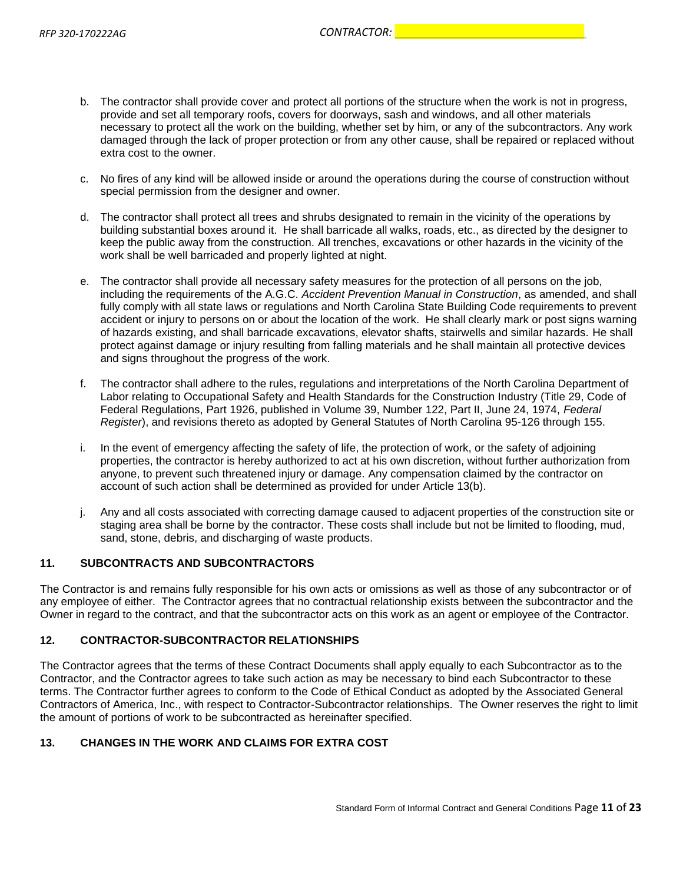b. The contractor shall provide cover and protect all portions of the structure when the work is not in progress, provide and set all temporary roofs, covers for doorways, sash and windows, and all other materials necessary to protect all the work on the building, whether set by him, or any of the subcontractors. Any work damaged through the lack of proper protection or from any other cause, shall be repaired or replaced without extra cost to the owner.

c. No fires of any kind will be allowed inside or around the operations during the course of construction without special permission from the designer and owner.

d. The contractor shall protect all trees and shrubs designated to remain in the vicinity of the operations by building substantial boxes around it. He shall barricade all walks, roads, etc., as directed by the designer to keep the public away from the construction. All trenches, excavations or other hazards in the vicinity of the work shall be well barricaded and properly lighted at night.

e. The contractor shall provide all necessary safety measures for the protection of all persons on the job, including the requirements of the A.G.C. *Accident Prevention Manual in Construction*, as amended, and shall fully comply with all state laws or regulations and North Carolina State Building Code requirements to prevent accident or injury to persons on or about the location of the work. He shall clearly mark or post signs warning of hazards existing, and shall barricade excavations, elevator shafts, stairwells and similar hazards. He shall protect against damage or injury resulting from falling materials and he shall maintain all protective devices and signs throughout the progress of the work.

f. The contractor shall adhere to the rules, regulations and interpretations of the North Carolina Department of Labor relating to Occupational Safety and Health Standards for the Construction Industry (Title 29, Code of Federal Regulations, Part 1926, published in Volume 39, Number 122, Part II, June 24, 1974, *Federal Register*), and revisions thereto as adopted by General Statutes of North Carolina 95-126 through 155.

i. In the event of emergency affecting the safety of life, the protection of work, or the safety of adjoining properties, the contractor is hereby authorized to act at his own discretion, without further authorization from anyone, to prevent such threatened injury or damage. Any compensation claimed by the contractor on account of such action shall be determined as provided for under Article 13(b).

j. Any and all costs associated with correcting damage caused to adjacent properties of the construction site or staging area shall be borne by the contractor. These costs shall include but not be limited to flooding, mud, sand, stone, debris, and discharging of waste products.

## 11. SUBCONTRACTS AND SUBCONTRACTORS

The Contractor is and remains fully responsible for his own acts or omissions as well as those of any subcontractor or of any employee of either. The Contractor agrees that no contractual relationship exists between the subcontractor and the Owner in regard to the contract, and that the subcontractor acts on this work as an agent or employee of the Contractor.

## 12. CONTRACTOR-SUBCONTRACTOR RELATIONSHIPS

The Contractor agrees that the terms of these Contract Documents shall apply equally to each Subcontractor as to the Contractor, and the Contractor agrees to take such action as may be necessary to bind each Subcontractor to these terms. The Contractor further agrees to conform to the Code of Ethical Conduct as adopted by the Associated General Contractors of America, Inc., with respect to Contractor-Subcontractor relationships. The Owner reserves the right to limit the amount of portions of work to be subcontracted as hereinafter specified.

## 13. CHANGES IN THE WORK AND CLAIMS FOR EXTRA COST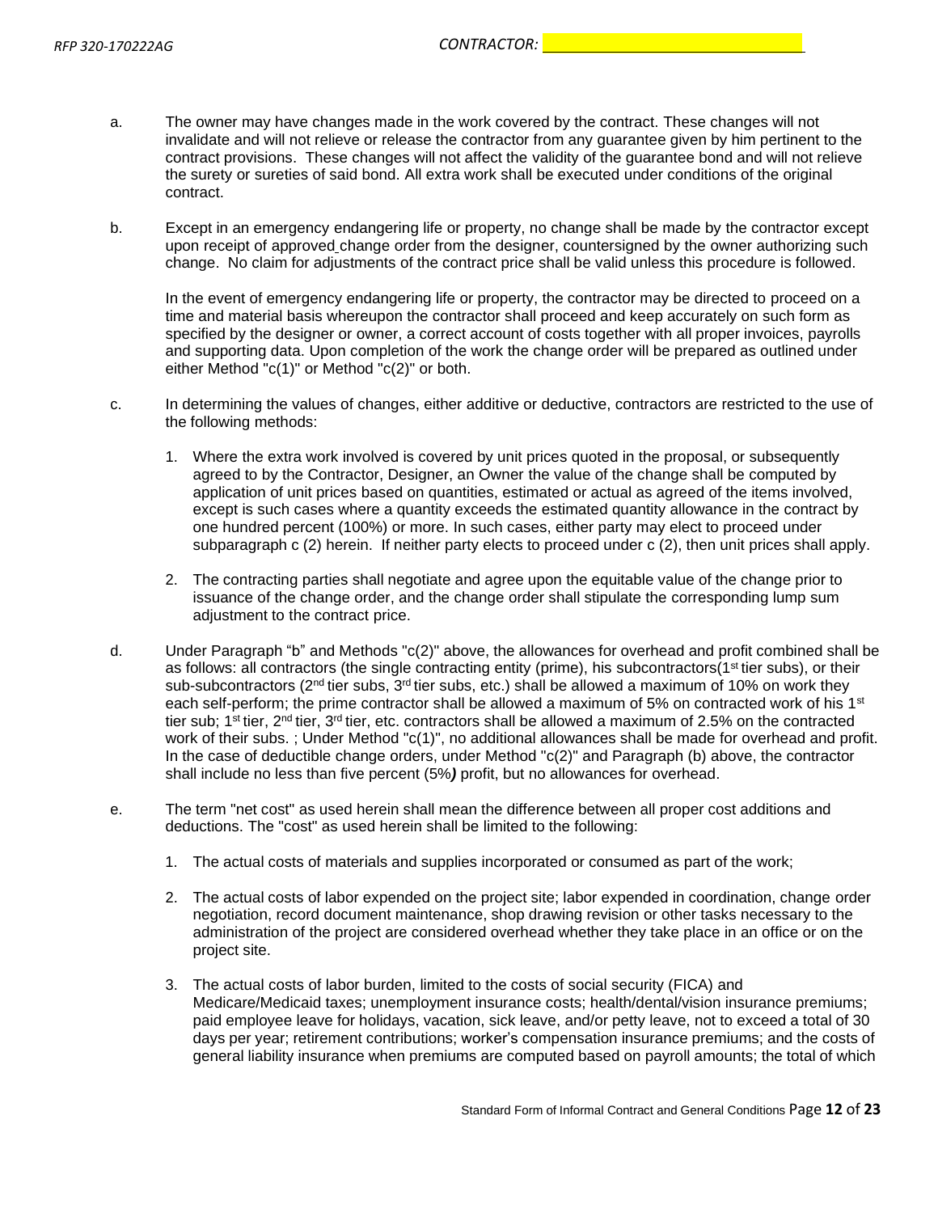a. The owner may have changes made in the work covered by the contract. These changes will not invalidate and will not relieve or release the contractor from any guarantee given by him pertinent to the contract provisions. These changes will not affect the validity of the guarantee bond and will not relieve the surety or sureties of said bond. All extra work shall be executed under conditions of the original contract.

b. Except in an emergency endangering life or property, no change shall be made by the contractor except upon receipt of approved change order from the designer, countersigned by the owner authorizing such change. No claim for adjustments of the contract price shall be valid unless this procedure is followed.

   In the event of emergency endangering life or property, the contractor may be directed to proceed on a time and material basis whereupon the contractor shall proceed and keep accurately on such form as specified by the designer or owner, a correct account of costs together with all proper invoices, payrolls and supporting data. Upon completion of the work the change order will be prepared as outlined under either Method "c(1)" or Method "c(2)" or both.

c. In determining the values of changes, either additive or deductive, contractors are restricted to the use of the following methods:

   1. Where the extra work involved is covered by unit prices quoted in the proposal, or subsequently agreed to by the Contractor, Designer, an Owner the value of the change shall be computed by application of unit prices based on quantities, estimated or actual as agreed of the items involved, except is such cases where a quantity exceeds the estimated quantity allowance in the contract by one hundred percent (100%) or more. In such cases, either party may elect to proceed under subparagraph c (2) herein. If neither party elects to proceed under c (2), then unit prices shall apply.

   2. The contracting parties shall negotiate and agree upon the equitable value of the change prior to issuance of the change order, and the change order shall stipulate the corresponding lump sum adjustment to the contract price.

d. Under Paragraph "b" and Methods "c(2)" above, the allowances for overhead and profit combined shall be as follows: all contractors (the single contracting entity (prime), his subcontractors(1st tier subs), or their sub-subcontractors (2nd tier subs, 3rd tier subs, etc.) shall be allowed a maximum of 10% on work they each self-perform; the prime contractor shall be allowed a maximum of 5% on contracted work of his 1st tier sub; 1st tier, 2nd tier, 3rd tier, etc. contractors shall be allowed a maximum of 2.5% on the contracted work of their subs. ; Under Method "c(1)", no additional allowances shall be made for overhead and profit. In the case of deductible change orders, under Method "c(2)" and Paragraph (b) above, the contractor shall include no less than five percent (5%***)*** profit, but no allowances for overhead.

e. The term "net cost" as used herein shall mean the difference between all proper cost additions and deductions. The "cost" as used herein shall be limited to the following:

   1. The actual costs of materials and supplies incorporated or consumed as part of the work;

   2. The actual costs of labor expended on the project site; labor expended in coordination, change order negotiation, record document maintenance, shop drawing revision or other tasks necessary to the administration of the project are considered overhead whether they take place in an office or on the project site.

   3. The actual costs of labor burden, limited to the costs of social security (FICA) and Medicare/Medicaid taxes; unemployment insurance costs; health/dental/vision insurance premiums; paid employee leave for holidays, vacation, sick leave, and/or petty leave, not to exceed a total of 30 days per year; retirement contributions; worker's compensation insurance premiums; and the costs of general liability insurance when premiums are computed based on payroll amounts; the total of which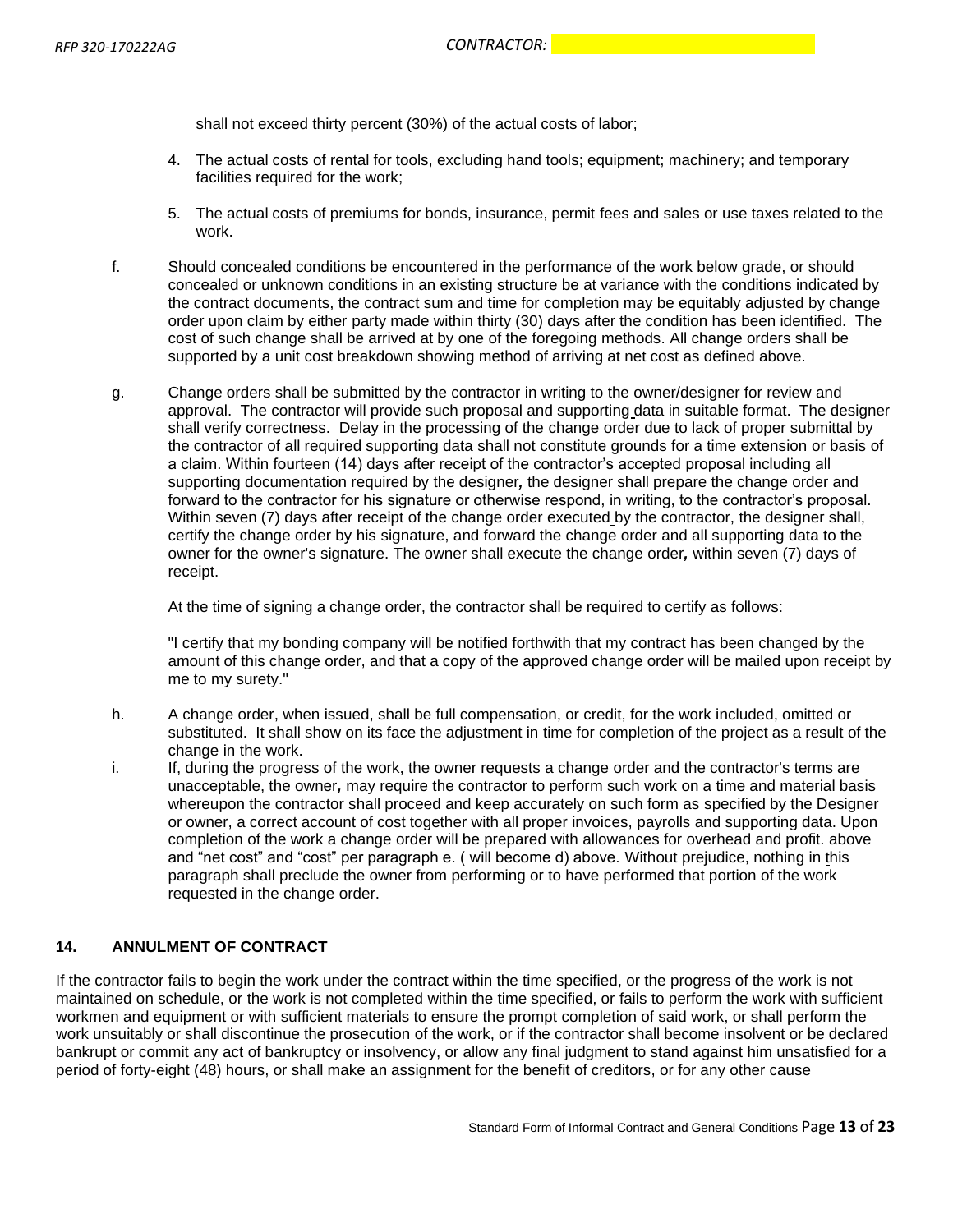shall not exceed thirty percent (30%) of the actual costs of labor;

4. The actual costs of rental for tools, excluding hand tools; equipment; machinery; and temporary facilities required for the work;

5. The actual costs of premiums for bonds, insurance, permit fees and sales or use taxes related to the work.

f. Should concealed conditions be encountered in the performance of the work below grade, or should concealed or unknown conditions in an existing structure be at variance with the conditions indicated by the contract documents, the contract sum and time for completion may be equitably adjusted by change order upon claim by either party made within thirty (30) days after the condition has been identified. The cost of such change shall be arrived at by one of the foregoing methods. All change orders shall be supported by a unit cost breakdown showing method of arriving at net cost as defined above.

g. Change orders shall be submitted by the contractor in writing to the owner/designer for review and approval. The contractor will provide such proposal and supporting data in suitable format. The designer shall verify correctness. Delay in the processing of the change order due to lack of proper submittal by the contractor of all required supporting data shall not constitute grounds for a time extension or basis of a claim. Within fourteen (14) days after receipt of the contractor's accepted proposal including all supporting documentation required by the designer**,** the designer shall prepare the change order and forward to the contractor for his signature or otherwise respond, in writing, to the contractor's proposal. Within seven (7) days after receipt of the change order executed by the contractor, the designer shall, certify the change order by his signature, and forward the change order and all supporting data to the owner for the owner's signature. The owner shall execute the change order**,** within seven (7) days of receipt.

   At the time of signing a change order, the contractor shall be required to certify as follows:

   "I certify that my bonding company will be notified forthwith that my contract has been changed by the amount of this change order, and that a copy of the approved change order will be mailed upon receipt by me to my surety."

h. A change order, when issued, shall be full compensation, or credit, for the work included, omitted or substituted. It shall show on its face the adjustment in time for completion of the project as a result of the change in the work.

i. If, during the progress of the work, the owner requests a change order and the contractor's terms are unacceptable, the owner**,** may require the contractor to perform such work on a time and material basis whereupon the contractor shall proceed and keep accurately on such form as specified by the Designer or owner, a correct account of cost together with all proper invoices, payrolls and supporting data. Upon completion of the work a change order will be prepared with allowances for overhead and profit. above and "net cost" and "cost" per paragraph e. ( will become d) above. Without prejudice, nothing in this paragraph shall preclude the owner from performing or to have performed that portion of the work requested in the change order.

## 14. ANNULMENT OF CONTRACT

If the contractor fails to begin the work under the contract within the time specified, or the progress of the work is not maintained on schedule, or the work is not completed within the time specified, or fails to perform the work with sufficient workmen and equipment or with sufficient materials to ensure the prompt completion of said work, or shall perform the work unsuitably or shall discontinue the prosecution of the work, or if the contractor shall become insolvent or be declared bankrupt or commit any act of bankruptcy or insolvency, or allow any final judgment to stand against him unsatisfied for a period of forty-eight (48) hours, or shall make an assignment for the benefit of creditors, or for any other cause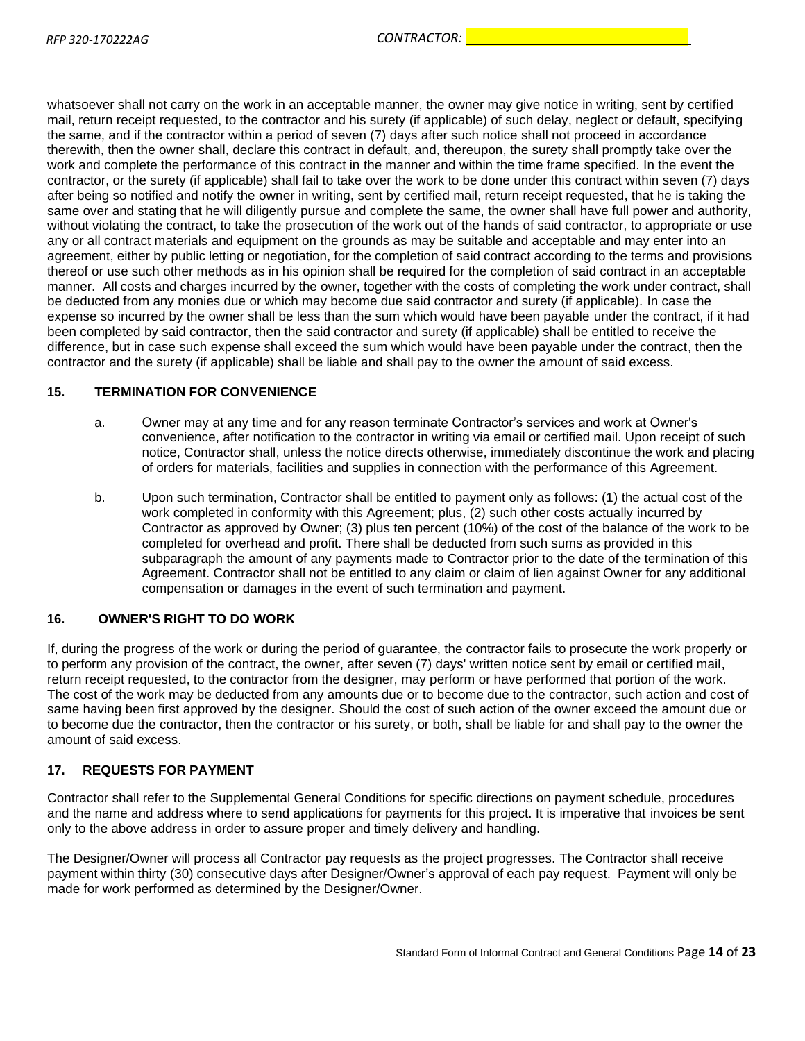whatsoever shall not carry on the work in an acceptable manner, the owner may give notice in writing, sent by certified mail, return receipt requested, to the contractor and his surety (if applicable) of such delay, neglect or default, specifying the same, and if the contractor within a period of seven (7) days after such notice shall not proceed in accordance therewith, then the owner shall, declare this contract in default, and, thereupon, the surety shall promptly take over the work and complete the performance of this contract in the manner and within the time frame specified. In the event the contractor, or the surety (if applicable) shall fail to take over the work to be done under this contract within seven (7) days after being so notified and notify the owner in writing, sent by certified mail, return receipt requested, that he is taking the same over and stating that he will diligently pursue and complete the same, the owner shall have full power and authority, without violating the contract, to take the prosecution of the work out of the hands of said contractor, to appropriate or use any or all contract materials and equipment on the grounds as may be suitable and acceptable and may enter into an agreement, either by public letting or negotiation, for the completion of said contract according to the terms and provisions thereof or use such other methods as in his opinion shall be required for the completion of said contract in an acceptable manner. All costs and charges incurred by the owner, together with the costs of completing the work under contract, shall be deducted from any monies due or which may become due said contractor and surety (if applicable). In case the expense so incurred by the owner shall be less than the sum which would have been payable under the contract, if it had been completed by said contractor, then the said contractor and surety (if applicable) shall be entitled to receive the difference, but in case such expense shall exceed the sum which would have been payable under the contract, then the contractor and the surety (if applicable) shall be liable and shall pay to the owner the amount of said excess.

## 15. TERMINATION FOR CONVENIENCE

a. Owner may at any time and for any reason terminate Contractor's services and work at Owner's convenience, after notification to the contractor in writing via email or certified mail. Upon receipt of such notice, Contractor shall, unless the notice directs otherwise, immediately discontinue the work and placing of orders for materials, facilities and supplies in connection with the performance of this Agreement.

b. Upon such termination, Contractor shall be entitled to payment only as follows: (1) the actual cost of the work completed in conformity with this Agreement; plus, (2) such other costs actually incurred by Contractor as approved by Owner; (3) plus ten percent (10%) of the cost of the balance of the work to be completed for overhead and profit. There shall be deducted from such sums as provided in this subparagraph the amount of any payments made to Contractor prior to the date of the termination of this Agreement. Contractor shall not be entitled to any claim or claim of lien against Owner for any additional compensation or damages in the event of such termination and payment.

## 16. OWNER'S RIGHT TO DO WORK

If, during the progress of the work or during the period of guarantee, the contractor fails to prosecute the work properly or to perform any provision of the contract, the owner, after seven (7) days' written notice sent by email or certified mail, return receipt requested, to the contractor from the designer, may perform or have performed that portion of the work. The cost of the work may be deducted from any amounts due or to become due to the contractor, such action and cost of same having been first approved by the designer. Should the cost of such action of the owner exceed the amount due or to become due the contractor, then the contractor or his surety, or both, shall be liable for and shall pay to the owner the amount of said excess.

## 17. REQUESTS FOR PAYMENT

Contractor shall refer to the Supplemental General Conditions for specific directions on payment schedule, procedures and the name and address where to send applications for payments for this project. It is imperative that invoices be sent only to the above address in order to assure proper and timely delivery and handling.

The Designer/Owner will process all Contractor pay requests as the project progresses. The Contractor shall receive payment within thirty (30) consecutive days after Designer/Owner's approval of each pay request. Payment will only be made for work performed as determined by the Designer/Owner.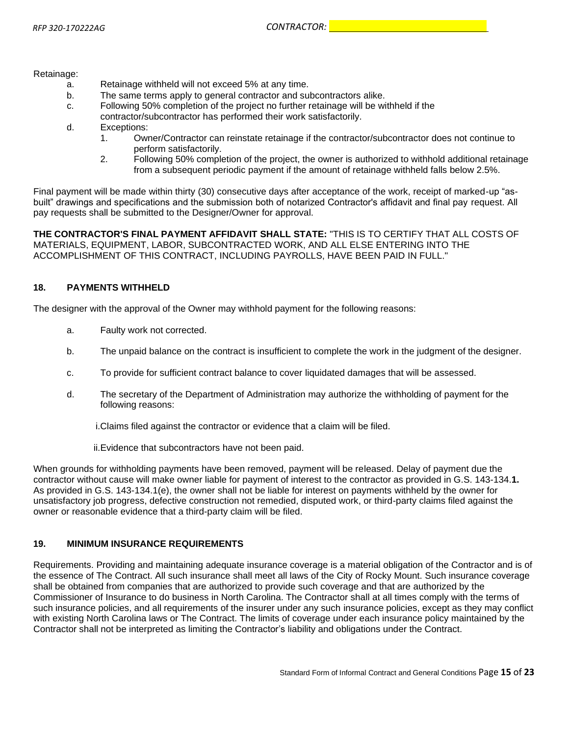Retainage:

a. Retainage withheld will not exceed 5% at any time.
b. The same terms apply to general contractor and subcontractors alike.
c. Following 50% completion of the project no further retainage will be withheld if the contractor/subcontractor has performed their work satisfactorily.
d. Exceptions:
   1. Owner/Contractor can reinstate retainage if the contractor/subcontractor does not continue to perform satisfactorily.
   2. Following 50% completion of the project, the owner is authorized to withhold additional retainage from a subsequent periodic payment if the amount of retainage withheld falls below 2.5%.

Final payment will be made within thirty (30) consecutive days after acceptance of the work, receipt of marked-up "as-built" drawings and specifications and the submission both of notarized Contractor's affidavit and final pay request. All pay requests shall be submitted to the Designer/Owner for approval.

**THE CONTRACTOR'S FINAL PAYMENT AFFIDAVIT SHALL STATE:** "THIS IS TO CERTIFY THAT ALL COSTS OF MATERIALS, EQUIPMENT, LABOR, SUBCONTRACTED WORK, AND ALL ELSE ENTERING INTO THE ACCOMPLISHMENT OF THIS CONTRACT, INCLUDING PAYROLLS, HAVE BEEN PAID IN FULL."

## 18. PAYMENTS WITHHELD

The designer with the approval of the Owner may withhold payment for the following reasons:

a. Faulty work not corrected.

b. The unpaid balance on the contract is insufficient to complete the work in the judgment of the designer.

c. To provide for sufficient contract balance to cover liquidated damages that will be assessed.

d. The secretary of the Department of Administration may authorize the withholding of payment for the following reasons:

   i. Claims filed against the contractor or evidence that a claim will be filed.

   ii. Evidence that subcontractors have not been paid.

When grounds for withholding payments have been removed, payment will be released. Delay of payment due the contractor without cause will make owner liable for payment of interest to the contractor as provided in G.S. 143-134.**1.** As provided in G.S. 143-134.1(e), the owner shall not be liable for interest on payments withheld by the owner for unsatisfactory job progress, defective construction not remedied, disputed work, or third-party claims filed against the owner or reasonable evidence that a third-party claim will be filed.

## 19. MINIMUM INSURANCE REQUIREMENTS

Requirements. Providing and maintaining adequate insurance coverage is a material obligation of the Contractor and is of the essence of The Contract. All such insurance shall meet all laws of the City of Rocky Mount. Such insurance coverage shall be obtained from companies that are authorized to provide such coverage and that are authorized by the Commissioner of Insurance to do business in North Carolina. The Contractor shall at all times comply with the terms of such insurance policies, and all requirements of the insurer under any such insurance policies, except as they may conflict with existing North Carolina laws or The Contract. The limits of coverage under each insurance policy maintained by the Contractor shall not be interpreted as limiting the Contractor's liability and obligations under the Contract.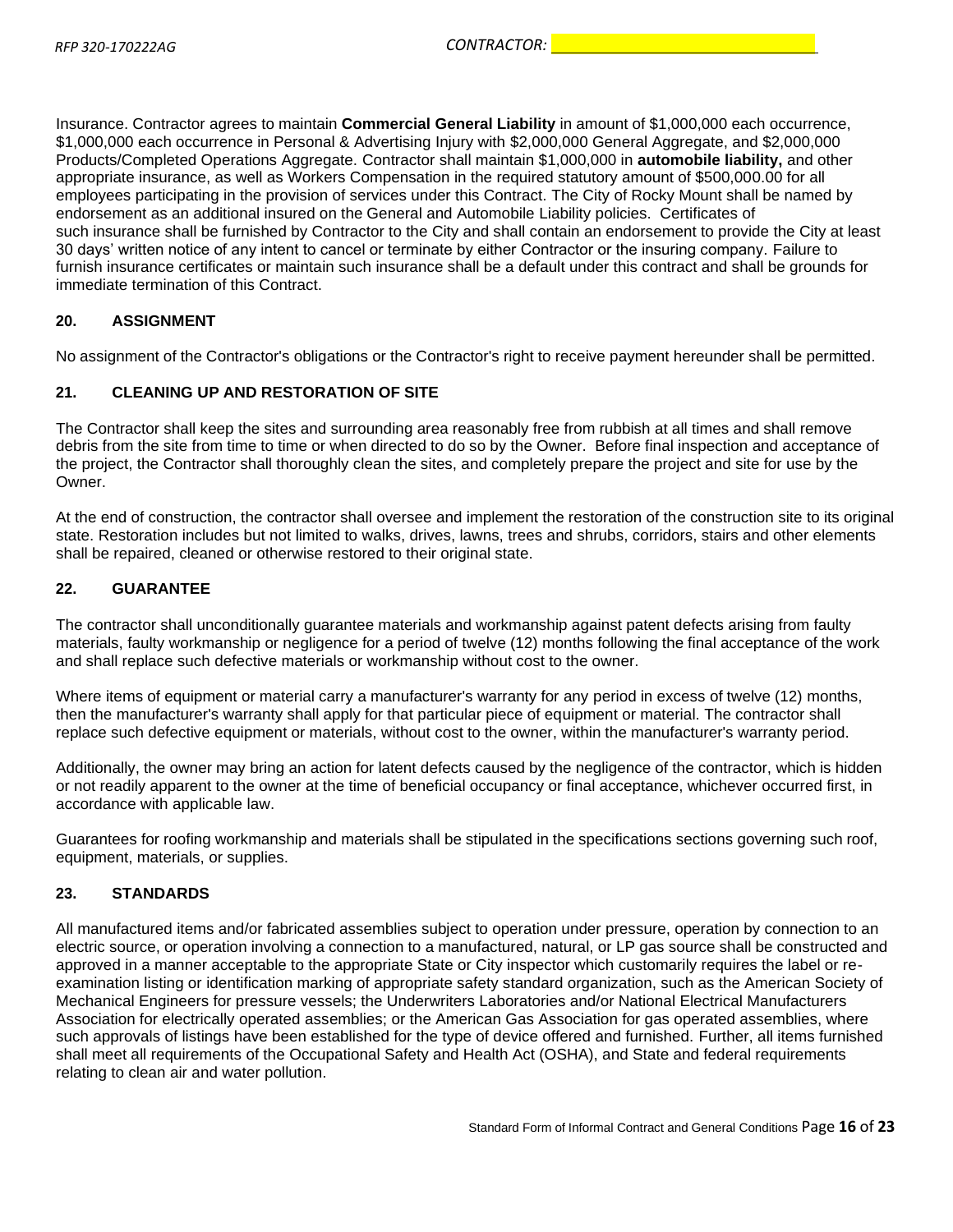Insurance. Contractor agrees to maintain **Commercial General Liability** in amount of $1,000,000 each occurrence, $1,000,000 each occurrence in Personal & Advertising Injury with $2,000,000 General Aggregate, and $2,000,000 Products/Completed Operations Aggregate. Contractor shall maintain $1,000,000 in **automobile liability,** and other appropriate insurance, as well as Workers Compensation in the required statutory amount of $500,000.00 for all employees participating in the provision of services under this Contract. The City of Rocky Mount shall be named by endorsement as an additional insured on the General and Automobile Liability policies. Certificates of such insurance shall be furnished by Contractor to the City and shall contain an endorsement to provide the City at least 30 days' written notice of any intent to cancel or terminate by either Contractor or the insuring company. Failure to furnish insurance certificates or maintain such insurance shall be a default under this contract and shall be grounds for immediate termination of this Contract.

### 20. ASSIGNMENT

No assignment of the Contractor's obligations or the Contractor's right to receive payment hereunder shall be permitted.

### 21. CLEANING UP AND RESTORATION OF SITE

The Contractor shall keep the sites and surrounding area reasonably free from rubbish at all times and shall remove debris from the site from time to time or when directed to do so by the Owner. Before final inspection and acceptance of the project, the Contractor shall thoroughly clean the sites, and completely prepare the project and site for use by the Owner.

At the end of construction, the contractor shall oversee and implement the restoration of the construction site to its original state. Restoration includes but not limited to walks, drives, lawns, trees and shrubs, corridors, stairs and other elements shall be repaired, cleaned or otherwise restored to their original state.

### 22. GUARANTEE

The contractor shall unconditionally guarantee materials and workmanship against patent defects arising from faulty materials, faulty workmanship or negligence for a period of twelve (12) months following the final acceptance of the work and shall replace such defective materials or workmanship without cost to the owner.

Where items of equipment or material carry a manufacturer's warranty for any period in excess of twelve (12) months, then the manufacturer's warranty shall apply for that particular piece of equipment or material. The contractor shall replace such defective equipment or materials, without cost to the owner, within the manufacturer's warranty period.

Additionally, the owner may bring an action for latent defects caused by the negligence of the contractor, which is hidden or not readily apparent to the owner at the time of beneficial occupancy or final acceptance, whichever occurred first, in accordance with applicable law.

Guarantees for roofing workmanship and materials shall be stipulated in the specifications sections governing such roof, equipment, materials, or supplies.

### 23. STANDARDS

All manufactured items and/or fabricated assemblies subject to operation under pressure, operation by connection to an electric source, or operation involving a connection to a manufactured, natural, or LP gas source shall be constructed and approved in a manner acceptable to the appropriate State or City inspector which customarily requires the label or re-examination listing or identification marking of appropriate safety standard organization, such as the American Society of Mechanical Engineers for pressure vessels; the Underwriters Laboratories and/or National Electrical Manufacturers Association for electrically operated assemblies; or the American Gas Association for gas operated assemblies, where such approvals of listings have been established for the type of device offered and furnished. Further, all items furnished shall meet all requirements of the Occupational Safety and Health Act (OSHA), and State and federal requirements relating to clean air and water pollution.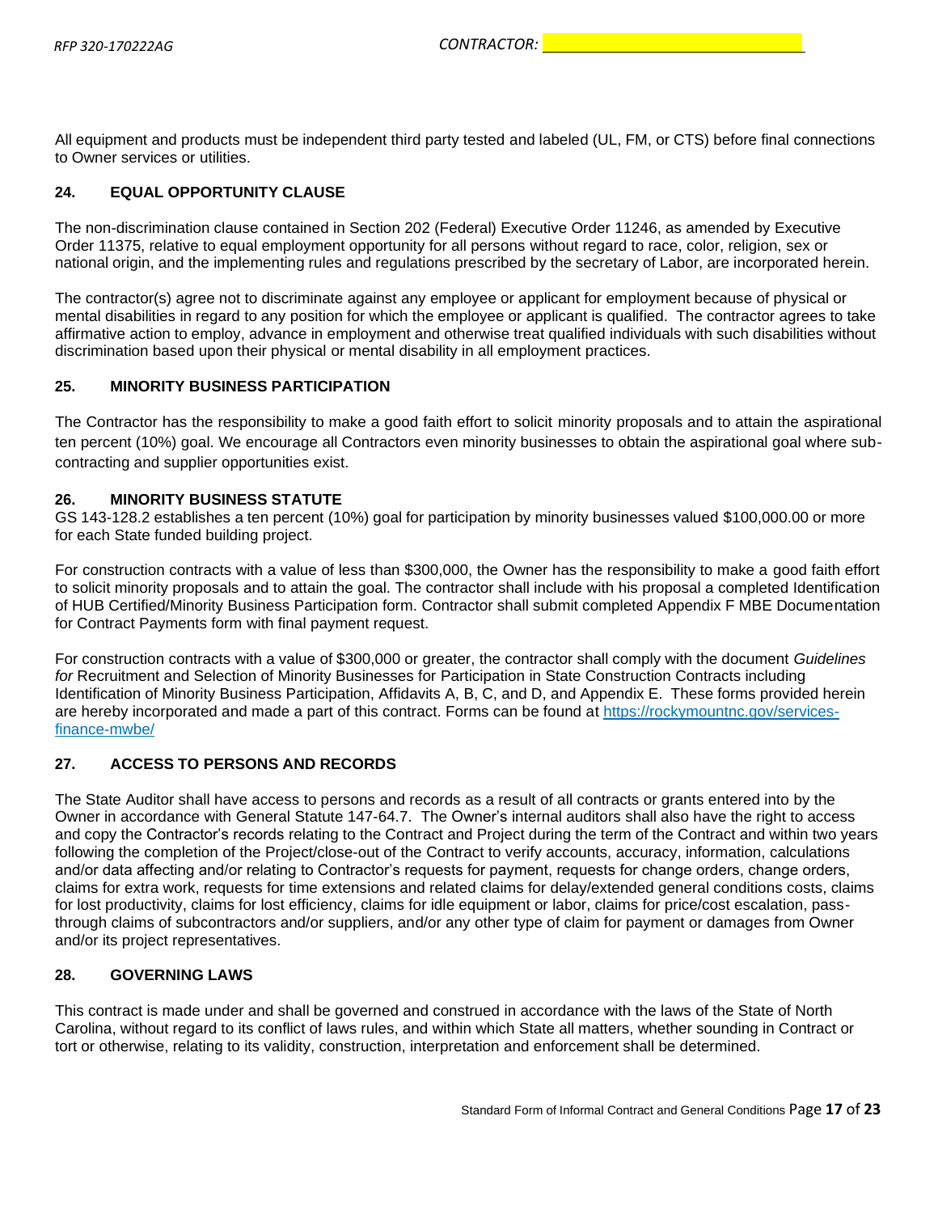All equipment and products must be independent third party tested and labeled (UL, FM, or CTS) before final connections to Owner services or utilities.

### 24. EQUAL OPPORTUNITY CLAUSE

The non-discrimination clause contained in Section 202 (Federal) Executive Order 11246, as amended by Executive Order 11375, relative to equal employment opportunity for all persons without regard to race, color, religion, sex or national origin, and the implementing rules and regulations prescribed by the secretary of Labor, are incorporated herein.

The contractor(s) agree not to discriminate against any employee or applicant for employment because of physical or mental disabilities in regard to any position for which the employee or applicant is qualified. The contractor agrees to take affirmative action to employ, advance in employment and otherwise treat qualified individuals with such disabilities without discrimination based upon their physical or mental disability in all employment practices.

### 25. MINORITY BUSINESS PARTICIPATION

The Contractor has the responsibility to make a good faith effort to solicit minority proposals and to attain the aspirational ten percent (10%) goal. We encourage all Contractors even minority businesses to obtain the aspirational goal where sub-contracting and supplier opportunities exist.

### 26. MINORITY BUSINESS STATUTE

GS 143-128.2 establishes a ten percent (10%) goal for participation by minority businesses valued $100,000.00 or more for each State funded building project.

For construction contracts with a value of less than $300,000, the Owner has the responsibility to make a good faith effort to solicit minority proposals and to attain the goal. The contractor shall include with his proposal a completed Identification of HUB Certified/Minority Business Participation form. Contractor shall submit completed Appendix F MBE Documentation for Contract Payments form with final payment request.

For construction contracts with a value of $300,000 or greater, the contractor shall comply with the document *Guidelines for* Recruitment and Selection of Minority Businesses for Participation in State Construction Contracts including Identification of Minority Business Participation, Affidavits A, B, C, and D, and Appendix E. These forms provided herein are hereby incorporated and made a part of this contract. Forms can be found at https://rockymountnc.gov/services-finance-mwbe/

### 27. ACCESS TO PERSONS AND RECORDS

The State Auditor shall have access to persons and records as a result of all contracts or grants entered into by the Owner in accordance with General Statute 147-64.7. The Owner's internal auditors shall also have the right to access and copy the Contractor's records relating to the Contract and Project during the term of the Contract and within two years following the completion of the Project/close-out of the Contract to verify accounts, accuracy, information, calculations and/or data affecting and/or relating to Contractor's requests for payment, requests for change orders, change orders, claims for extra work, requests for time extensions and related claims for delay/extended general conditions costs, claims for lost productivity, claims for lost efficiency, claims for idle equipment or labor, claims for price/cost escalation, pass-through claims of subcontractors and/or suppliers, and/or any other type of claim for payment or damages from Owner and/or its project representatives.

### 28. GOVERNING LAWS

This contract is made under and shall be governed and construed in accordance with the laws of the State of North Carolina, without regard to its conflict of laws rules, and within which State all matters, whether sounding in Contract or tort or otherwise, relating to its validity, construction, interpretation and enforcement shall be determined.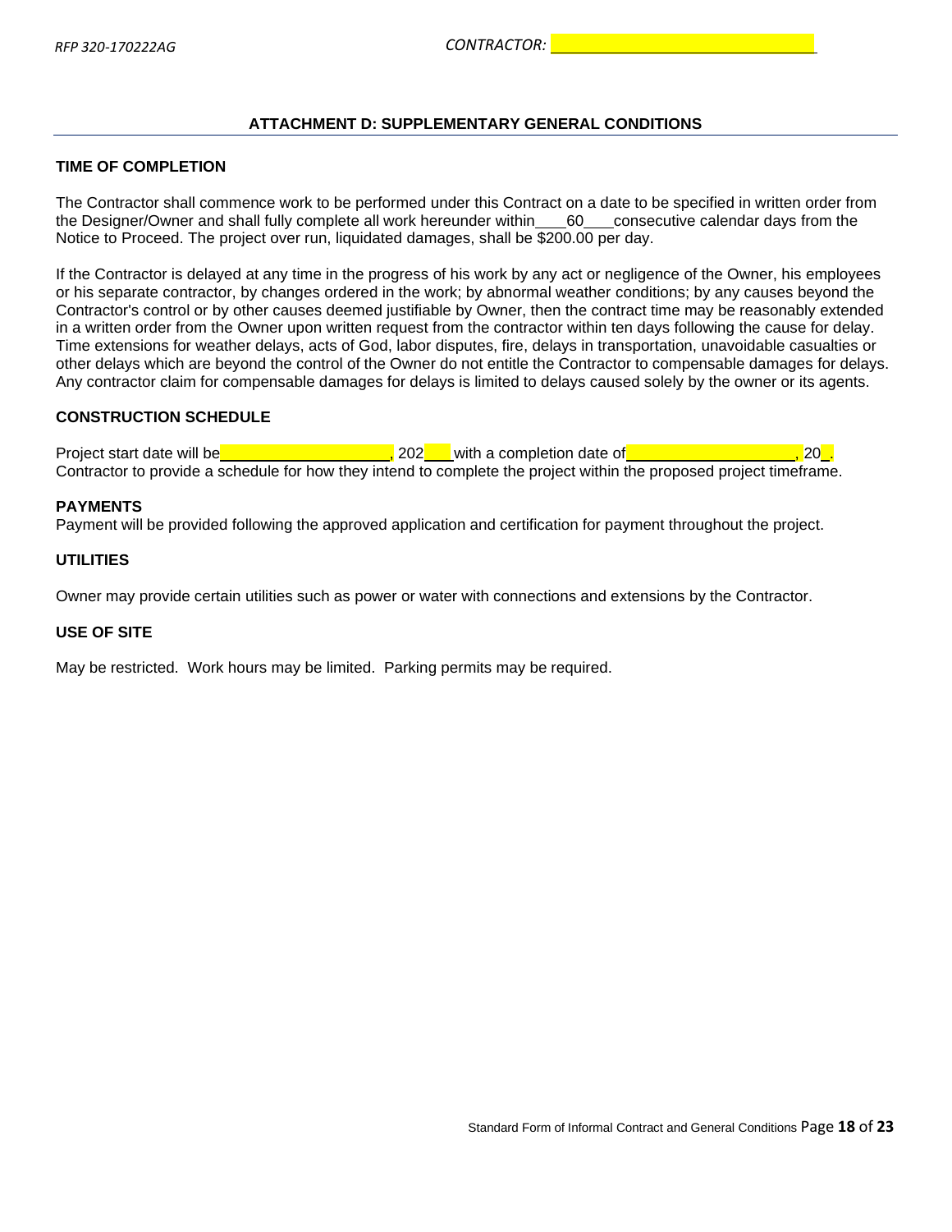## ATTACHMENT D: SUPPLEMENTARY GENERAL CONDITIONS

### TIME OF COMPLETION

The Contractor shall commence work to be performed under this Contract on a date to be specified in written order from the Designer/Owner and shall fully complete all work hereunder within\_\_\_60\_\_\_consecutive calendar days from the Notice to Proceed. The project over run, liquidated damages, shall be $200.00 per day.

If the Contractor is delayed at any time in the progress of his work by any act or negligence of the Owner, his employees or his separate contractor, by changes ordered in the work; by abnormal weather conditions; by any causes beyond the Contractor's control or by other causes deemed justifiable by Owner, then the contract time may be reasonably extended in a written order from the Owner upon written request from the contractor within ten days following the cause for delay. Time extensions for weather delays, acts of God, labor disputes, fire, delays in transportation, unavoidable casualties or other delays which are beyond the control of the Owner do not entitle the Contractor to compensable damages for delays. Any contractor claim for compensable damages for delays is limited to delays caused solely by the owner or its agents.

### CONSTRUCTION SCHEDULE

Project start date will be\_\_\_\_\_\_\_\_\_\_\_\_\_\_\_\_\_\_\_\_, 202\_\_\_ with a completion date of\_\_\_\_\_\_\_\_\_\_\_\_\_\_\_\_\_\_\_\_, 20\_. Contractor to provide a schedule for how they intend to complete the project within the proposed project timeframe.

### PAYMENTS

Payment will be provided following the approved application and certification for payment throughout the project.

### UTILITIES

Owner may provide certain utilities such as power or water with connections and extensions by the Contractor.

### USE OF SITE

May be restricted. Work hours may be limited. Parking permits may be required.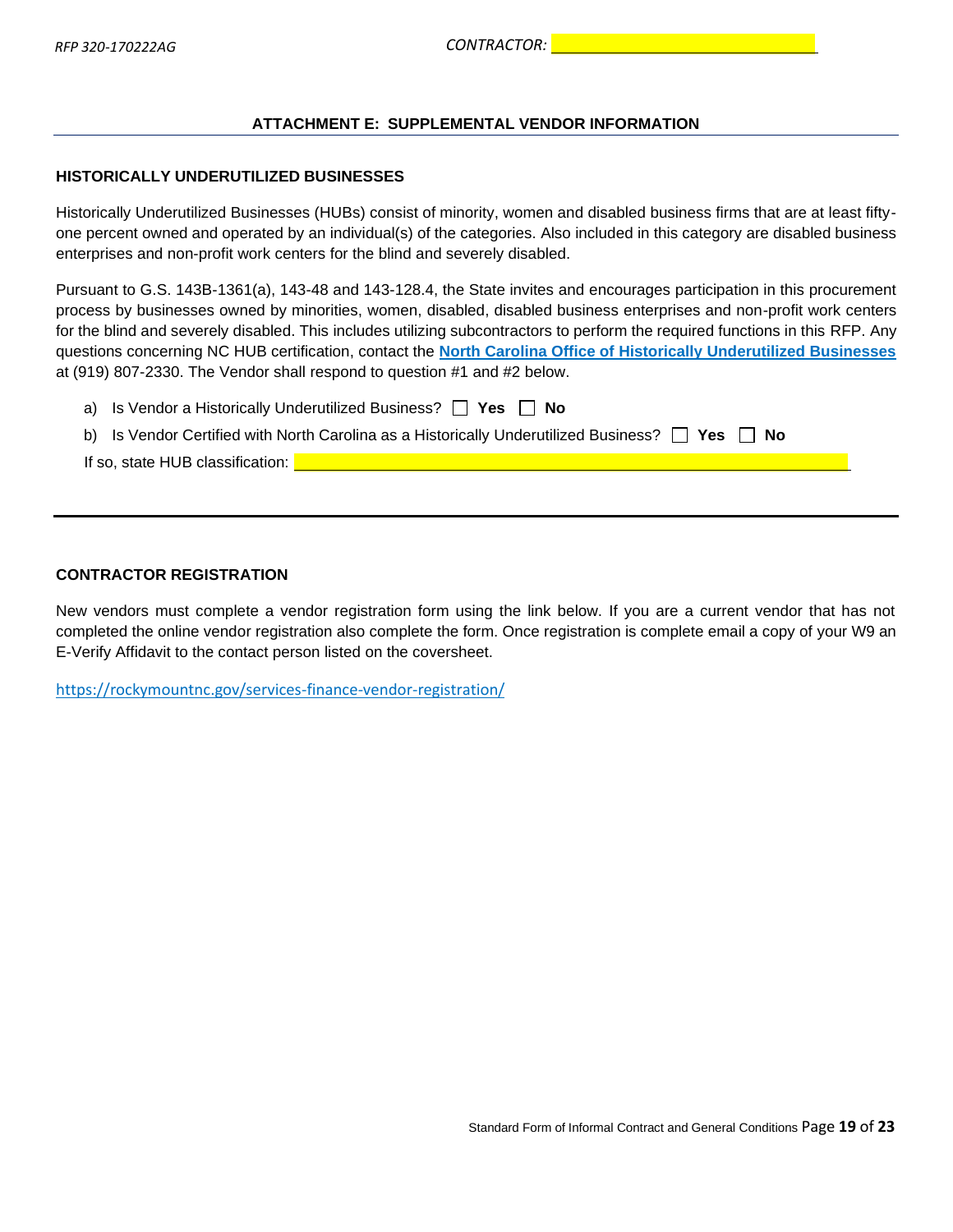## ATTACHMENT E: SUPPLEMENTAL VENDOR INFORMATION

### HISTORICALLY UNDERUTILIZED BUSINESSES

Historically Underutilized Businesses (HUBs) consist of minority, women and disabled business firms that are at least fifty-one percent owned and operated by an individual(s) of the categories. Also included in this category are disabled business enterprises and non-profit work centers for the blind and severely disabled.

Pursuant to G.S. 143B-1361(a), 143-48 and 143-128.4, the State invites and encourages participation in this procurement process by businesses owned by minorities, women, disabled, disabled business enterprises and non-profit work centers for the blind and severely disabled. This includes utilizing subcontractors to perform the required functions in this RFP. Any questions concerning NC HUB certification, contact the **North Carolina Office of Historically Underutilized Businesses** at (919) 807-2330. The Vendor shall respond to question #1 and #2 below.

a) Is Vendor a Historically Underutilized Business? ☐ **Yes** ☐ **No**

b) Is Vendor Certified with North Carolina as a Historically Underutilized Business? ☐ **Yes** ☐ **No**

If so, state HUB classification: ______________________________

---

### CONTRACTOR REGISTRATION

New vendors must complete a vendor registration form using the link below. If you are a current vendor that has not completed the online vendor registration also complete the form. Once registration is complete email a copy of your W9 an E-Verify Affidavit to the contact person listed on the coversheet.

https://rockymountnc.gov/services-finance-vendor-registration/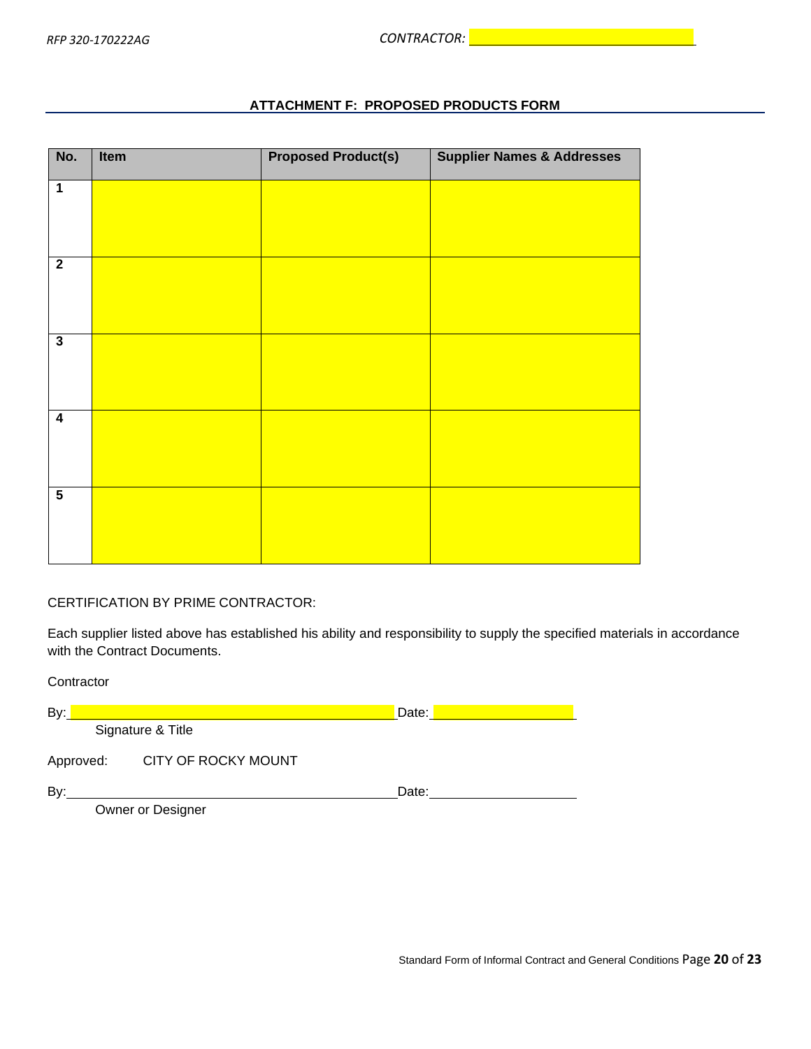CONTRACTOR: \_\_\_\_\_\_\_\_\_\_\_\_\_\_\_\_\_\_\_\_\_\_\_\_\_\_\_\_\_\_

## ATTACHMENT F: PROPOSED PRODUCTS FORM

| No. | Item | Proposed Product(s) | Supplier Names & Addresses |
|---|---|---|---|
| 1 | | | |
| 2 | | | |
| 3 | | | |
| 4 | | | |
| 5 | | | |

CERTIFICATION BY PRIME CONTRACTOR:

Each supplier listed above has established his ability and responsibility to supply the specified materials in accordance with the Contract Documents.

Contractor

By:\_\_\_\_\_\_\_\_\_\_\_\_\_\_\_\_\_\_\_\_\_\_\_\_\_\_\_\_\_\_\_\_\_\_\_\_\_\_\_\_\_\_\_\_ Date:\_\_\_\_\_\_\_\_\_\_\_\_\_\_\_\_\_\_\_\_

Signature & Title

Approved: CITY OF ROCKY MOUNT

By:\_\_\_\_\_\_\_\_\_\_\_\_\_\_\_\_\_\_\_\_\_\_\_\_\_\_\_\_\_\_\_\_\_\_\_\_\_\_\_\_\_\_\_\_ Date:\_\_\_\_\_\_\_\_\_\_\_\_\_\_\_\_\_\_\_\_

Owner or Designer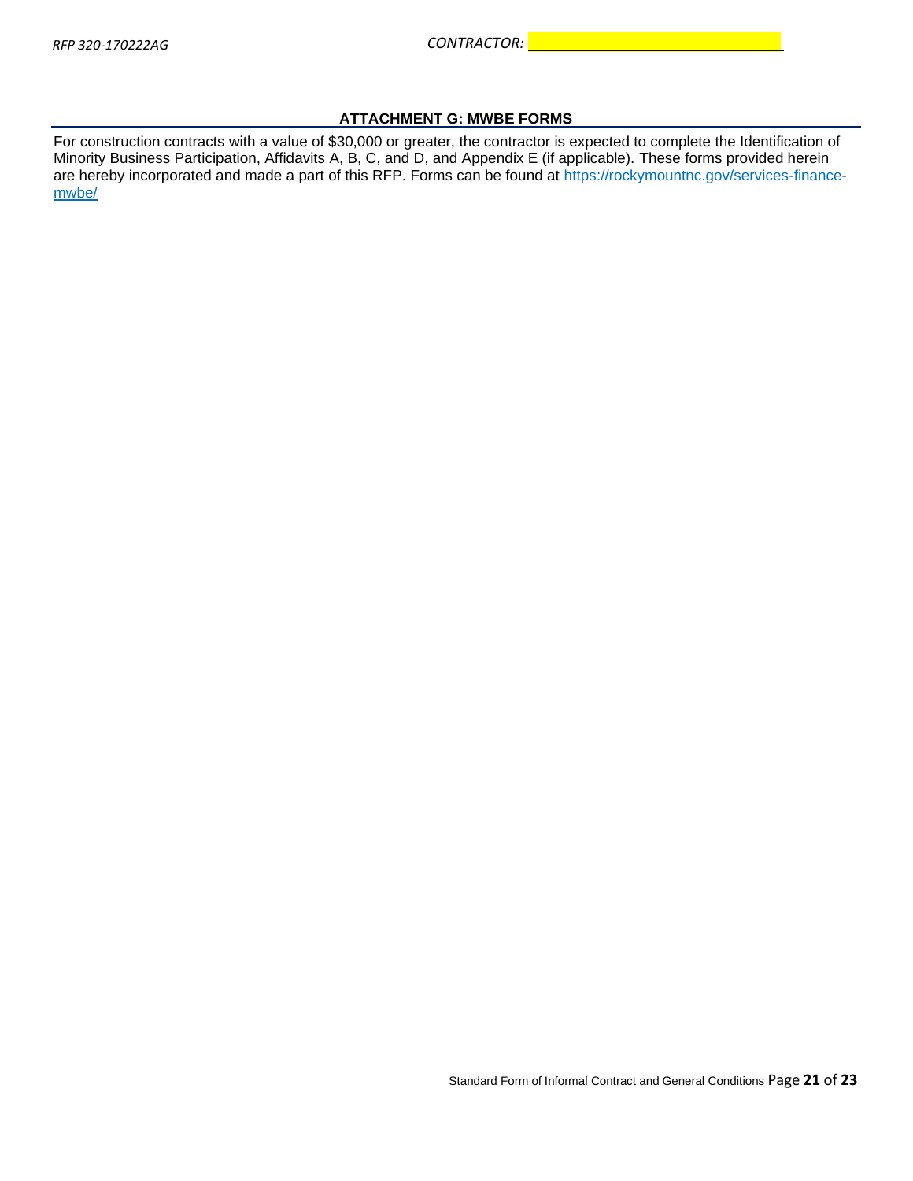## ATTACHMENT G: MWBE FORMS

For construction contracts with a value of $30,000 or greater, the contractor is expected to complete the Identification of Minority Business Participation, Affidavits A, B, C, and D, and Appendix E (if applicable). These forms provided herein are hereby incorporated and made a part of this RFP. Forms can be found at [https://rockymountnc.gov/services-finance-mwbe/](https://rockymountnc.gov/services-finance-mwbe/)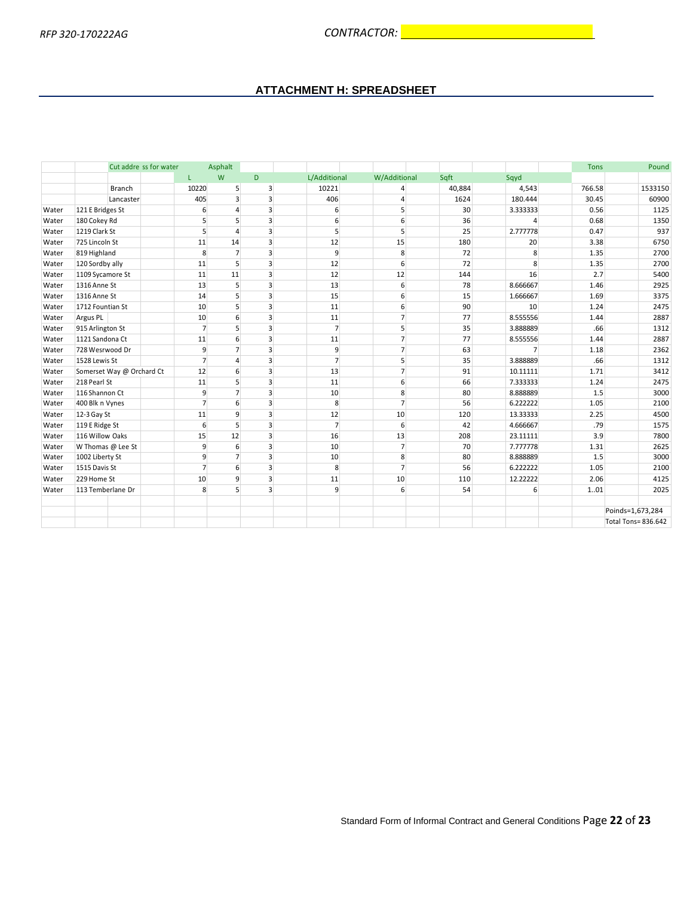RFP 320-170222AG CONTRACTOR: ______________________

## ATTACHMENT H: SPREADSHEET

| | | Cut addre ss for water | | Asphalt | | | | | | | | | Tons | Pound |
|---|---|---|---|---|---|---|---|---|---|---|---|---|---|---|
| | | | L | W | D | | L/Additional | | W/Additional | | Sqft | Sqyd | | |
| | | Branch | 10220 | 5 | 3 | | 10221 | | 4 | | 40,884 | 4,543 | 766.58 | 1533150 |
| | | Lancaster | 405 | 3 | 3 | | 406 | | 4 | | 1624 | 180.444 | 30.45 | 60900 |
| Water | 121 E Bridges St | | 6 | 4 | 3 | | 6 | | 5 | | 30 | 3.333333 | 0.56 | 1125 |
| Water | 180 Cokey Rd | | 5 | 5 | 3 | | 6 | | 6 | | 36 | 4 | 0.68 | 1350 |
| Water | 1219 Clark St | | 5 | 4 | 3 | | 5 | | 5 | | 25 | 2.777778 | 0.47 | 937 |
| Water | 725 Lincoln St | | 11 | 14 | 3 | | 12 | | 15 | | 180 | 20 | 3.38 | 6750 |
| Water | 819 Highland | | 8 | 7 | 3 | | 9 | | 8 | | 72 | 8 | 1.35 | 2700 |
| Water | 120 Sordby ally | | 11 | 5 | 3 | | 12 | | 6 | | 72 | 8 | 1.35 | 2700 |
| Water | 1109 Sycamore St | | 11 | 11 | 3 | | 12 | | 12 | | 144 | 16 | 2.7 | 5400 |
| Water | 1316 Anne St | | 13 | 5 | 3 | | 13 | | 6 | | 78 | 8.666667 | 1.46 | 2925 |
| Water | 1316 Anne St | | 14 | 5 | 3 | | 15 | | 6 | | 15 | 1.666667 | 1.69 | 3375 |
| Water | 1712 Fountian St | | 10 | 5 | 3 | | 11 | | 6 | | 90 | 10 | 1.24 | 2475 |
| Water | Argus PL | | 10 | 6 | 3 | | 11 | | 7 | | 77 | 8.555556 | 1.44 | 2887 |
| Water | 915 Arlington St | | 7 | 5 | 3 | | 7 | | 5 | | 35 | 3.888889 | .66 | 1312 |
| Water | 1121 Sandona Ct | | 11 | 6 | 3 | | 11 | | 7 | | 77 | 8.555556 | 1.44 | 2887 |
| Water | 728 Wesrwood Dr | | 9 | 7 | 3 | | 9 | | 7 | | 63 | 7 | 1.18 | 2362 |
| Water | 1528 Lewis St | | 7 | 4 | 3 | | 7 | | 5 | | 35 | 3.888889 | .66 | 1312 |
| Water | Somerset Way @ Orchard Ct | | 12 | 6 | 3 | | 13 | | 7 | | 91 | 10.11111 | 1.71 | 3412 |
| Water | 218 Pearl St | | 11 | 5 | 3 | | 11 | | 6 | | 66 | 7.333333 | 1.24 | 2475 |
| Water | 116 Shannon Ct | | 9 | 7 | 3 | | 10 | | 8 | | 80 | 8.888889 | 1.5 | 3000 |
| Water | 400 Blk n Vynes | | 7 | 6 | 3 | | 8 | | 7 | | 56 | 6.222222 | 1.05 | 2100 |
| Water | 12-3 Gay St | | 11 | 9 | 3 | | 12 | | 10 | | 120 | 13.33333 | 2.25 | 4500 |
| Water | 119 E Ridge St | | 6 | 5 | 3 | | 7 | | 6 | | 42 | 4.666667 | .79 | 1575 |
| Water | 116 Willow Oaks | | 15 | 12 | 3 | | 16 | | 13 | | 208 | 23.11111 | 3.9 | 7800 |
| Water | W Thomas @ Lee St | | 9 | 6 | 3 | | 10 | | 7 | | 70 | 7.777778 | 1.31 | 2625 |
| Water | 1002 Liberty St | | 9 | 7 | 3 | | 10 | | 8 | | 80 | 8.888889 | 1.5 | 3000 |
| Water | 1515 Davis St | | 7 | 6 | 3 | | 8 | | 7 | | 56 | 6.222222 | 1.05 | 2100 |
| Water | 229 Home St | | 10 | 9 | 3 | | 11 | | 10 | | 110 | 12.22222 | 2.06 | 4125 |
| Water | 113 Temberlane Dr | | 8 | 5 | 3 | | 9 | | 6 | | 54 | 6 | 1..01 | 2025 |
| | | | | | | | | | | | | | | |
| | | | | | | | | | | | | | | Poinds=1,673,284 |
| | | | | | | | | | | | | | | Total Tons= 836.642 |

Standard Form of Informal Contract and General Conditions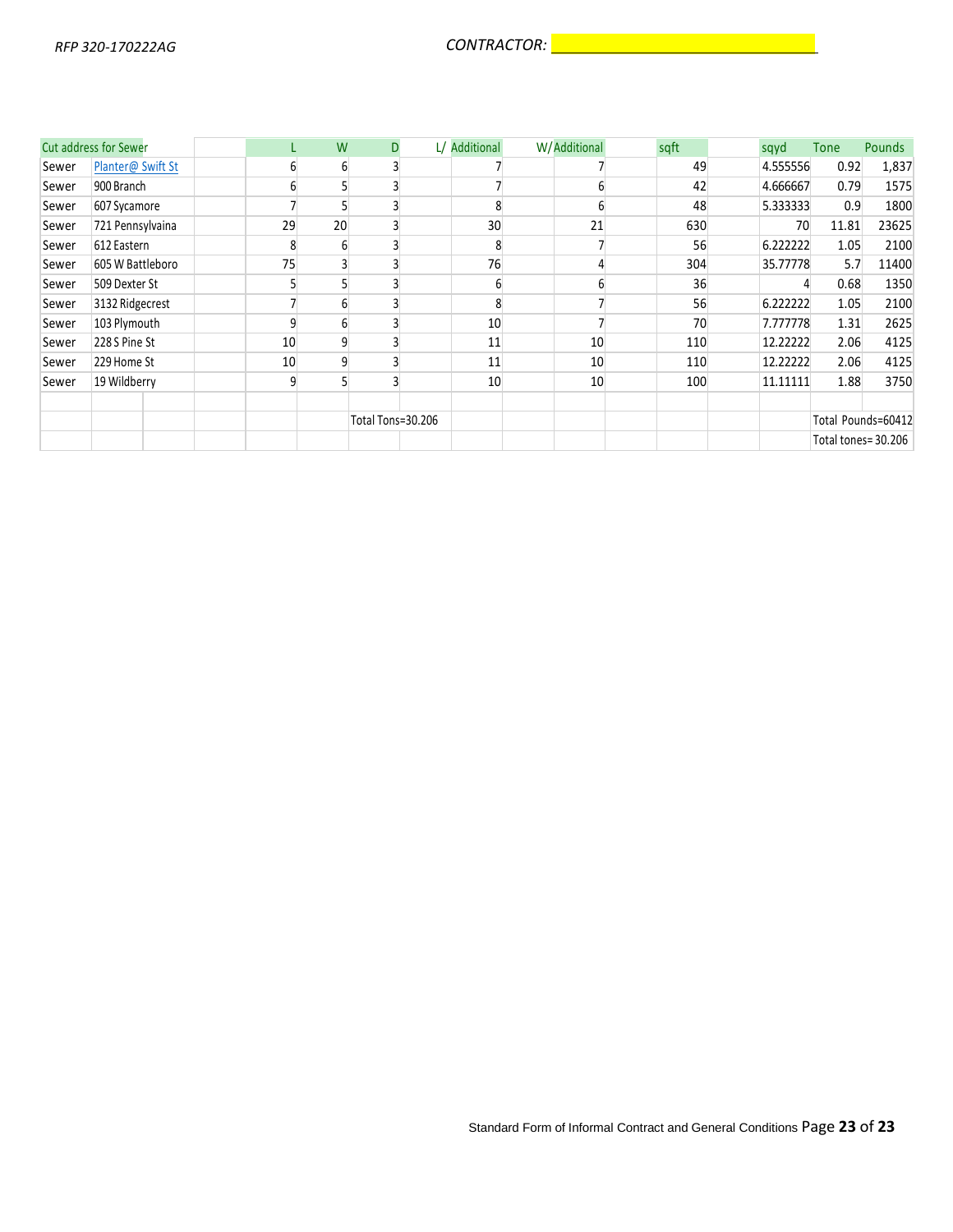RFP 320-170222AG CONTRACTOR: ______________________

| Cut address for Sewer | | | L | W | D | L/ Additional | W/Additional | sqft | sqyd | Tone | Pounds |
|---|---|---|---|---|---|---|---|---|---|---|---|
| Sewer | Planter@ Swift St | | 6 | 6 | 3 | 7 | 7 | 49 | 4.555556 | 0.92 | 1,837 |
| Sewer | 900 Branch | | 6 | 5 | 3 | 7 | 6 | 42 | 4.666667 | 0.79 | 1575 |
| Sewer | 607 Sycamore | | 7 | 5 | 3 | 8 | 6 | 48 | 5.333333 | 0.9 | 1800 |
| Sewer | 721 Pennsylvaina | | 29 | 20 | 3 | 30 | 21 | 630 | 70 | 11.81 | 23625 |
| Sewer | 612 Eastern | | 8 | 6 | 3 | 8 | 7 | 56 | 6.222222 | 1.05 | 2100 |
| Sewer | 605 W Battleboro | | 75 | 3 | 3 | 76 | 4 | 304 | 35.77778 | 5.7 | 11400 |
| Sewer | 509 Dexter St | | 5 | 5 | 3 | 6 | 6 | 36 | 4 | 0.68 | 1350 |
| Sewer | 3132 Ridgecrest | | 7 | 6 | 3 | 8 | 7 | 56 | 6.222222 | 1.05 | 2100 |
| Sewer | 103 Plymouth | | 9 | 6 | 3 | 10 | 7 | 70 | 7.777778 | 1.31 | 2625 |
| Sewer | 228 S Pine St | | 10 | 9 | 3 | 11 | 10 | 110 | 12.22222 | 2.06 | 4125 |
| Sewer | 229 Home St | | 10 | 9 | 3 | 11 | 10 | 110 | 12.22222 | 2.06 | 4125 |
| Sewer | 19 Wildberry | | 9 | 5 | 3 | 10 | 10 | 100 | 11.11111 | 1.88 | 3750 |
| | | | | | | | | | | | |
| | | | | | Total Tons=30.206 | | | | | Total Pounds=60412 | |
| | | | | | | | | | | Total tones= 30.206 | |